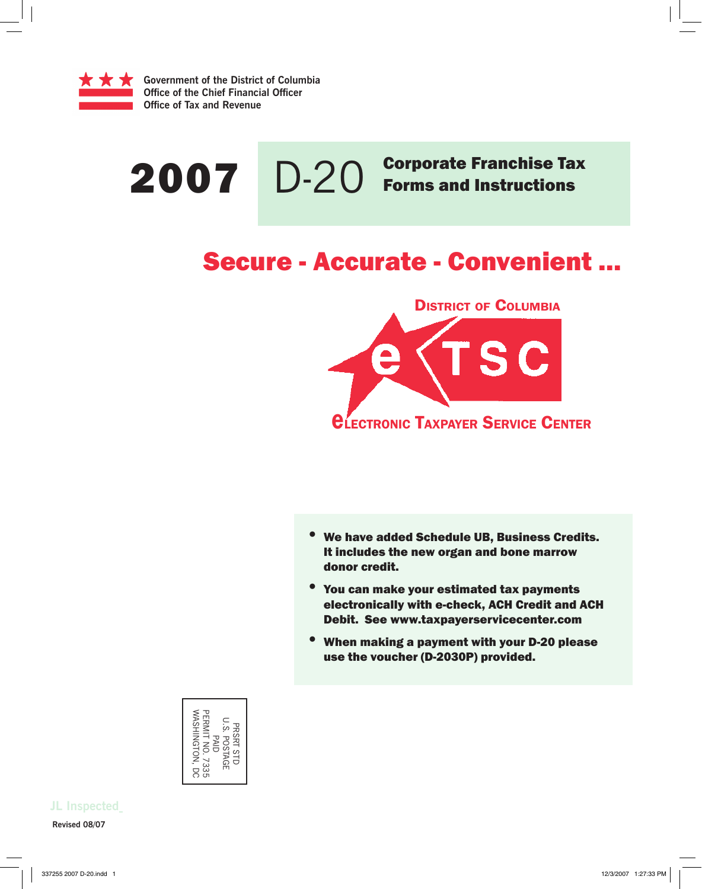Government of the District of Columbia
Office of the Chief Financial Officer
Office of Tax and Revenue

# 2007 D-20 Corporate Franchise Tax Forms and Instructions

## Secure - Accurate - Convenient ...

DISTRICT OF COLUMBIA
eTSC
eLECTRONIC TAXPAYER SERVICE CENTER

- **We have added Schedule UB, Business Credits. It includes the new organ and bone marrow donor credit.**
- **You can make your estimated tax payments electronically with e-check, ACH Credit and ACH Debit. See www.taxpayerservicecenter.com**
- **When making a payment with your D-20 please use the voucher (D-2030P) provided.**

PRSRT STD
U.S. POSTAGE
PAID
PERMIT NO. 7335
WASHINGTON, DC

Revised 08/07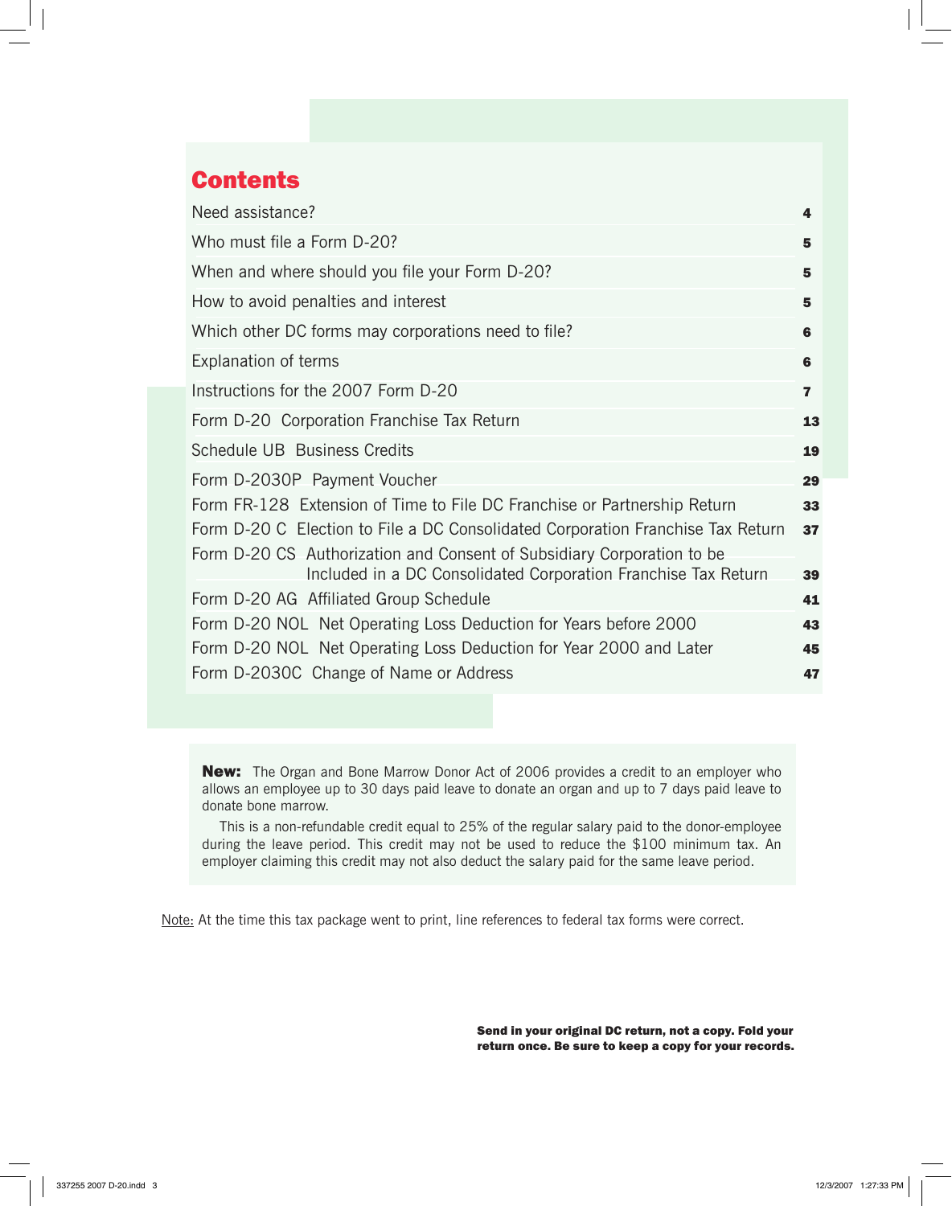# Contents

| | |
|---|---|
| Need assistance? | **4** |
| Who must file a Form D-20? | **5** |
| When and where should you file your Form D-20? | **5** |
| How to avoid penalties and interest | **5** |
| Which other DC forms may corporations need to file? | **6** |
| Explanation of terms | **6** |
| Instructions for the 2007 Form D-20 | **7** |
| Form D-20 Corporation Franchise Tax Return | **13** |
| Schedule UB Business Credits | **19** |
| Form D-2030P Payment Voucher | **29** |
| Form FR-128 Extension of Time to File DC Franchise or Partnership Return | **33** |
| Form D-20 C Election to File a DC Consolidated Corporation Franchise Tax Return | **37** |
| Form D-20 CS Authorization and Consent of Subsidiary Corporation to be Included in a DC Consolidated Corporation Franchise Tax Return | **39** |
| Form D-20 AG Affiliated Group Schedule | **41** |
| Form D-20 NOL Net Operating Loss Deduction for Years before 2000 | **43** |
| Form D-20 NOL Net Operating Loss Deduction for Year 2000 and Later | **45** |
| Form D-2030C Change of Name or Address | **47** |

**New:** The Organ and Bone Marrow Donor Act of 2006 provides a credit to an employer who allows an employee up to 30 days paid leave to donate an organ and up to 7 days paid leave to donate bone marrow.

This is a non-refundable credit equal to 25% of the regular salary paid to the donor-employee during the leave period. This credit may not be used to reduce the $100 minimum tax. An employer claiming this credit may not also deduct the salary paid for the same leave period.

Note: At the time this tax package went to print, line references to federal tax forms were correct.

**Send in your original DC return, not a copy. Fold your return once. Be sure to keep a copy for your records.**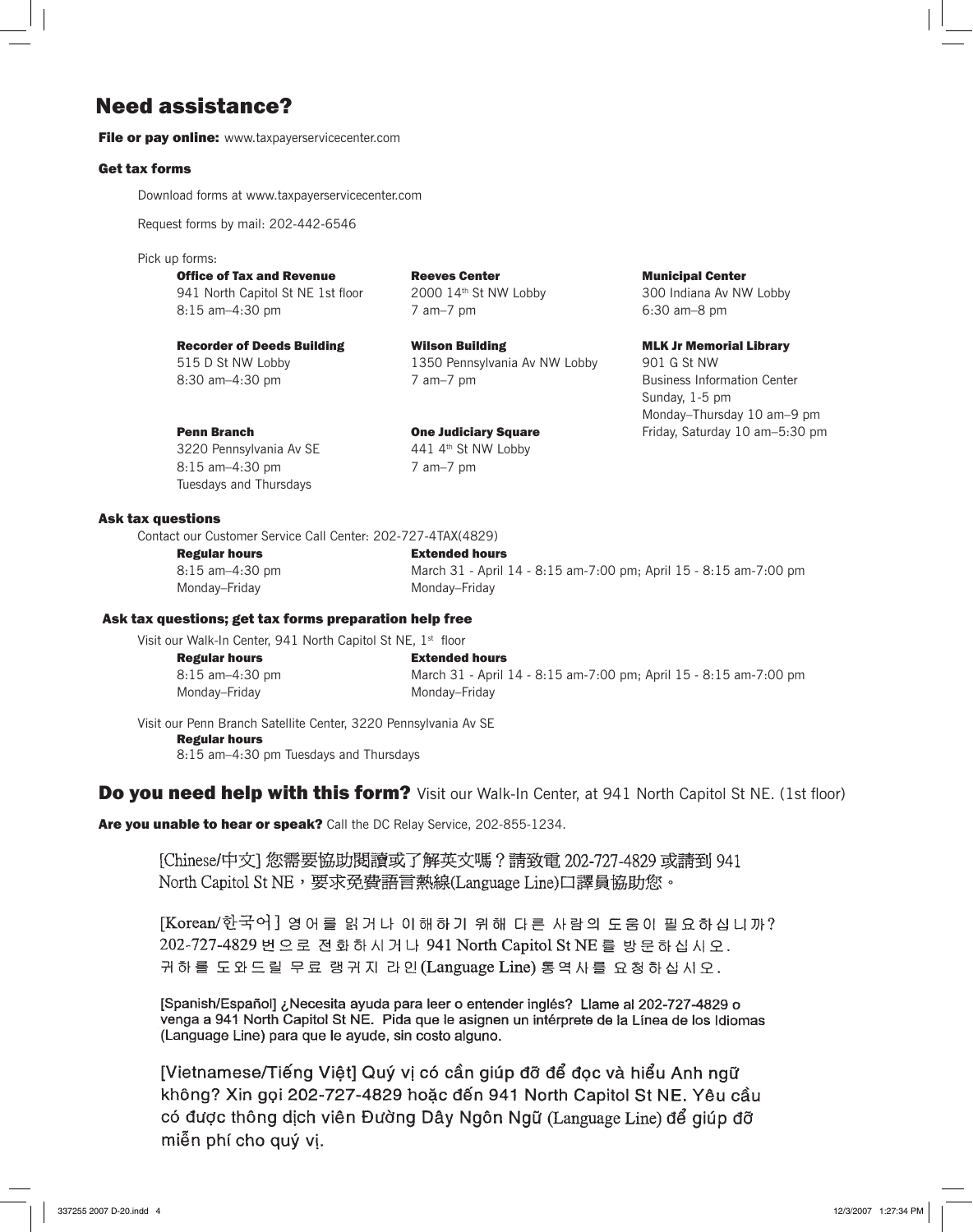## Need assistance?

**File or pay online:** www.taxpayerservicecenter.com

### Get tax forms

Download forms at www.taxpayerservicecenter.com

Request forms by mail: 202-442-6546

Pick up forms:

**Office of Tax and Revenue**
941 North Capitol St NE 1st floor
8:15 am–4:30 pm

**Reeves Center**
2000 14th St NW Lobby
7 am–7 pm

**Municipal Center**
300 Indiana Av NW Lobby
6:30 am–8 pm

**Recorder of Deeds Building**
515 D St NW Lobby
8:30 am–4:30 pm

**Wilson Building**
1350 Pennsylvania Av NW Lobby
7 am–7 pm

**MLK Jr Memorial Library**
901 G St NW
Business Information Center
Sunday, 1-5 pm
Monday–Thursday 10 am–9 pm
Friday, Saturday 10 am–5:30 pm

**Penn Branch**
3220 Pennsylvania Av SE
8:15 am–4:30 pm
Tuesdays and Thursdays

**One Judiciary Square**
441 4th St NW Lobby
7 am–7 pm

### Ask tax questions

Contact our Customer Service Call Center: 202-727-4TAX(4829)

| Regular hours | Extended hours |
|---|---|
| 8:15 am–4:30 pm | March 31 - April 14 - 8:15 am-7:00 pm; April 15 - 8:15 am-7:00 pm |
| Monday–Friday | Monday–Friday |

### Ask tax questions; get tax forms preparation help free

Visit our Walk-In Center, 941 North Capitol St NE, 1st floor

| Regular hours | Extended hours |
|---|---|
| 8:15 am–4:30 pm | March 31 - April 14 - 8:15 am-7:00 pm; April 15 - 8:15 am-7:00 pm |
| Monday–Friday | Monday–Friday |

Visit our Penn Branch Satellite Center, 3220 Pennsylvania Av SE

**Regular hours**
8:15 am–4:30 pm Tuesdays and Thursdays

## Do you need help with this form? Visit our Walk-In Center, at 941 North Capitol St NE. (1st floor)

**Are you unable to hear or speak?** Call the DC Relay Service, 202-855-1234.

[Chinese/中文] 您需要協助閱讀或了解英文嗎？請致電 202-727-4829 或請到 941 North Capitol St NE，要求免費語言熱線(Language Line)口譯員協助您。

[Korean/한국어] 영어를 읽거나 이해하기 위해 다른 사람의 도움이 필요하십니까? 202-727-4829 번으로 전화하시거나 941 North Capitol St NE 를 방문하십시오. 귀하를 도와드릴 무료 랭귀지 라인(Language Line) 통역사를 요청하십시오.

[Spanish/Español] ¿Necesita ayuda para leer o entender inglés? Llame al 202-727-4829 o venga a 941 North Capitol St NE. Pida que le asignen un intérprete de la Línea de los Idiomas (Language Line) para que le ayude, sin costo alguno.

[Vietnamese/Tiếng Việt] Quý vị có cần giúp đỡ để đọc và hiểu Anh ngữ không? Xin gọi 202-727-4829 hoặc đến 941 North Capitol St NE. Yêu cầu có được thông dịch viên Đường Dây Ngôn Ngữ (Language Line) để giúp đỡ miễn phí cho quý vị.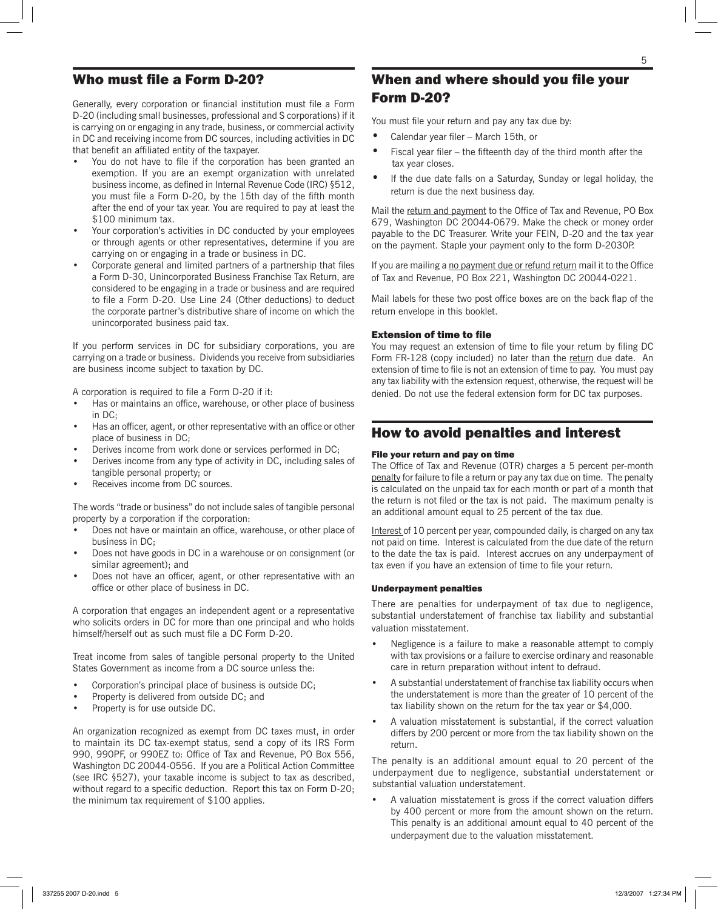## Who must file a Form D-20?

Generally, every corporation or financial institution must file a Form D-20 (including small businesses, professional and S corporations) if it is carrying on or engaging in any trade, business, or commercial activity in DC and receiving income from DC sources, including activities in DC that benefit an affiliated entity of the taxpayer.

- You do not have to file if the corporation has been granted an exemption. If you are an exempt organization with unrelated business income, as defined in Internal Revenue Code (IRC) §512, you must file a Form D-20, by the 15th day of the fifth month after the end of your tax year. You are required to pay at least the $100 minimum tax.
- Your corporation's activities in DC conducted by your employees or through agents or other representatives, determine if you are carrying on or engaging in a trade or business in DC.
- Corporate general and limited partners of a partnership that files a Form D-30, Unincorporated Business Franchise Tax Return, are considered to be engaging in a trade or business and are required to file a Form D-20. Use Line 24 (Other deductions) to deduct the corporate partner's distributive share of income on which the unincorporated business paid tax.

If you perform services in DC for subsidiary corporations, you are carrying on a trade or business. Dividends you receive from subsidiaries are business income subject to taxation by DC.

A corporation is required to file a Form D-20 if it:

- Has or maintains an office, warehouse, or other place of business in DC;
- Has an officer, agent, or other representative with an office or other place of business in DC;
- Derives income from work done or services performed in DC;
- Derives income from any type of activity in DC, including sales of tangible personal property; or
- Receives income from DC sources.

The words "trade or business" do not include sales of tangible personal property by a corporation if the corporation:

- Does not have or maintain an office, warehouse, or other place of business in DC;
- Does not have goods in DC in a warehouse or on consignment (or similar agreement); and
- Does not have an officer, agent, or other representative with an office or other place of business in DC.

A corporation that engages an independent agent or a representative who solicits orders in DC for more than one principal and who holds himself/herself out as such must file a DC Form D-20.

Treat income from sales of tangible personal property to the United States Government as income from a DC source unless the:

- Corporation's principal place of business is outside DC;
- Property is delivered from outside DC; and
- Property is for use outside DC.

An organization recognized as exempt from DC taxes must, in order to maintain its DC tax-exempt status, send a copy of its IRS Form 990, 990PF, or 990EZ to: Office of Tax and Revenue, PO Box 556, Washington DC 20044-0556. If you are a Political Action Committee (see IRC §527), your taxable income is subject to tax as described, without regard to a specific deduction. Report this tax on Form D-20; the minimum tax requirement of $100 applies.

## When and where should you file your Form D-20?

You must file your return and pay any tax due by:

- Calendar year filer – March 15th, or
- Fiscal year filer – the fifteenth day of the third month after the tax year closes.
- If the due date falls on a Saturday, Sunday or legal holiday, the return is due the next business day.

Mail the return and payment to the Office of Tax and Revenue, PO Box 679, Washington DC 20044-0679. Make the check or money order payable to the DC Treasurer. Write your FEIN, D-20 and the tax year on the payment. Staple your payment only to the form D-2030P.

If you are mailing a no payment due or refund return mail it to the Office of Tax and Revenue, PO Box 221, Washington DC 20044-0221.

Mail labels for these two post office boxes are on the back flap of the return envelope in this booklet.

### Extension of time to file

You may request an extension of time to file your return by filing DC Form FR-128 (copy included) no later than the return due date. An extension of time to file is not an extension of time to pay. You must pay any tax liability with the extension request, otherwise, the request will be denied. Do not use the federal extension form for DC tax purposes.

## How to avoid penalties and interest

### File your return and pay on time

The Office of Tax and Revenue (OTR) charges a 5 percent per-month penalty for failure to file a return or pay any tax due on time. The penalty is calculated on the unpaid tax for each month or part of a month that the return is not filed or the tax is not paid. The maximum penalty is an additional amount equal to 25 percent of the tax due.

Interest of 10 percent per year, compounded daily, is charged on any tax not paid on time. Interest is calculated from the due date of the return to the date the tax is paid. Interest accrues on any underpayment of tax even if you have an extension of time to file your return.

### Underpayment penalties

There are penalties for underpayment of tax due to negligence, substantial understatement of franchise tax liability and substantial valuation misstatement.

- Negligence is a failure to make a reasonable attempt to comply with tax provisions or a failure to exercise ordinary and reasonable care in return preparation without intent to defraud.
- A substantial understatement of franchise tax liability occurs when the understatement is more than the greater of 10 percent of the tax liability shown on the return for the tax year or $4,000.
- A valuation misstatement is substantial, if the correct valuation differs by 200 percent or more from the tax liability shown on the return.

The penalty is an additional amount equal to 20 percent of the underpayment due to negligence, substantial understatement or substantial valuation understatement.

- A valuation misstatement is gross if the correct valuation differs by 400 percent or more from the amount shown on the return. This penalty is an additional amount equal to 40 percent of the underpayment due to the valuation misstatement.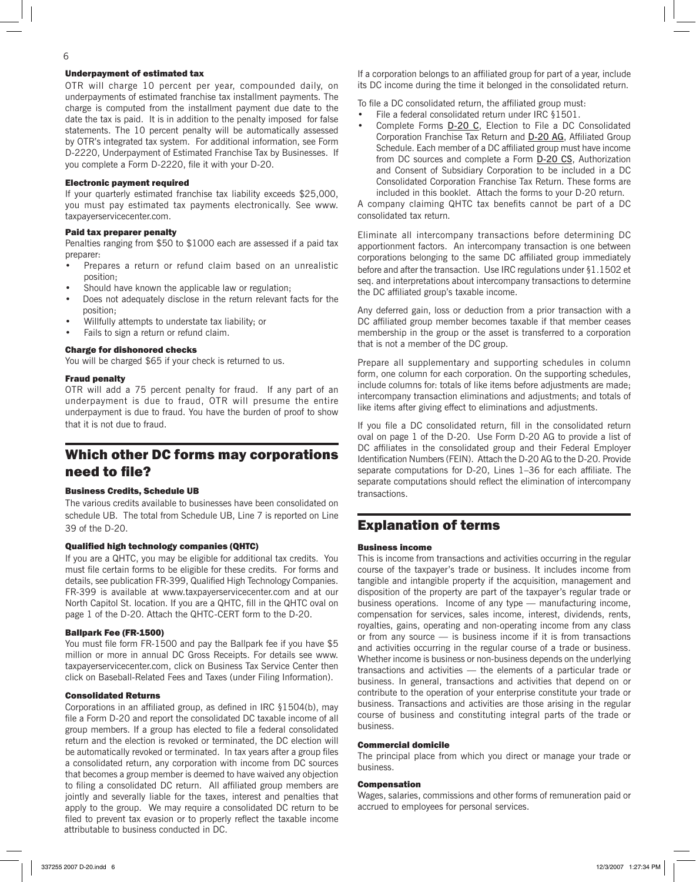#### Underpayment of estimated tax

OTR will charge 10 percent per year, compounded daily, on underpayments of estimated franchise tax installment payments. The charge is computed from the installment payment due date to the date the tax is paid. It is in addition to the penalty imposed for false statements. The 10 percent penalty will be automatically assessed by OTR's integrated tax system. For additional information, see Form D-2220, Underpayment of Estimated Franchise Tax by Businesses. If you complete a Form D-2220, file it with your D-20.

#### Electronic payment required

If your quarterly estimated franchise tax liability exceeds $25,000, you must pay estimated tax payments electronically. See www.taxpayerservicecenter.com.

#### Paid tax preparer penalty

Penalties ranging from $50 to $1000 each are assessed if a paid tax preparer:

- Prepares a return or refund claim based on an unrealistic position;
- Should have known the applicable law or regulation;
- Does not adequately disclose in the return relevant facts for the position;
- Willfully attempts to understate tax liability; or
- Fails to sign a return or refund claim.

#### Charge for dishonored checks

You will be charged $65 if your check is returned to us.

#### Fraud penalty

OTR will add a 75 percent penalty for fraud. If any part of an underpayment is due to fraud, OTR will presume the entire underpayment is due to fraud. You have the burden of proof to show that it is not due to fraud.

## Which other DC forms may corporations need to file?

#### Business Credits, Schedule UB

The various credits available to businesses have been consolidated on schedule UB. The total from Schedule UB, Line 7 is reported on Line 39 of the D-20.

#### Qualified high technology companies (QHTC)

If you are a QHTC, you may be eligible for additional tax credits. You must file certain forms to be eligible for these credits. For forms and details, see publication FR-399, Qualified High Technology Companies. FR-399 is available at www.taxpayerservicecenter.com and at our North Capitol St. location. If you are a QHTC, fill in the QHTC oval on page 1 of the D-20. Attach the QHTC-CERT form to the D-20.

#### Ballpark Fee (FR-1500)

You must file form FR-1500 and pay the Ballpark fee if you have $5 million or more in annual DC Gross Receipts. For details see www.taxpayerservicecenter.com, click on Business Tax Service Center then click on Baseball-Related Fees and Taxes (under Filing Information).

#### Consolidated Returns

Corporations in an affiliated group, as defined in IRC §1504(b), may file a Form D-20 and report the consolidated DC taxable income of all group members. If a group has elected to file a federal consolidated return and the election is revoked or terminated, the DC election will be automatically revoked or terminated. In tax years after a group files a consolidated return, any corporation with income from DC sources that becomes a group member is deemed to have waived any objection to filing a consolidated DC return. All affiliated group members are jointly and severally liable for the taxes, interest and penalties that apply to the group. We may require a consolidated DC return to be filed to prevent tax evasion or to properly reflect the taxable income attributable to business conducted in DC.

If a corporation belongs to an affiliated group for part of a year, include its DC income during the time it belonged in the consolidated return.

To file a DC consolidated return, the affiliated group must:

- File a federal consolidated return under IRC §1501.
- Complete Forms D-20 C, Election to File a DC Consolidated Corporation Franchise Tax Return and D-20 AG, Affiliated Group Schedule. Each member of a DC affiliated group must have income from DC sources and complete a Form D-20 CS, Authorization and Consent of Subsidiary Corporation to be included in a DC Consolidated Corporation Franchise Tax Return. These forms are included in this booklet. Attach the forms to your D-20 return.

A company claiming QHTC tax benefits cannot be part of a DC consolidated tax return.

Eliminate all intercompany transactions before determining DC apportionment factors. An intercompany transaction is one between corporations belonging to the same DC affiliated group immediately before and after the transaction. Use IRC regulations under §1.1502 et seq. and interpretations about intercompany transactions to determine the DC affiliated group's taxable income.

Any deferred gain, loss or deduction from a prior transaction with a DC affiliated group member becomes taxable if that member ceases membership in the group or the asset is transferred to a corporation that is not a member of the DC group.

Prepare all supplementary and supporting schedules in column form, one column for each corporation. On the supporting schedules, include columns for: totals of like items before adjustments are made; intercompany transaction eliminations and adjustments; and totals of like items after giving effect to eliminations and adjustments.

If you file a DC consolidated return, fill in the consolidated return oval on page 1 of the D-20. Use Form D-20 AG to provide a list of DC affiliates in the consolidated group and their Federal Employer Identification Numbers (FEIN). Attach the D-20 AG to the D-20. Provide separate computations for D-20, Lines 1–36 for each affiliate. The separate computations should reflect the elimination of intercompany transactions.

## Explanation of terms

#### Business income

This is income from transactions and activities occurring in the regular course of the taxpayer's trade or business. It includes income from tangible and intangible property if the acquisition, management and disposition of the property are part of the taxpayer's regular trade or business operations. Income of any type — manufacturing income, compensation for services, sales income, interest, dividends, rents, royalties, gains, operating and non-operating income from any class or from any source — is business income if it is from transactions and activities occurring in the regular course of a trade or business. Whether income is business or non-business depends on the underlying transactions and activities — the elements of a particular trade or business. In general, transactions and activities that depend on or contribute to the operation of your enterprise constitute your trade or business. Transactions and activities are those arising in the regular course of business and constituting integral parts of the trade or business.

#### Commercial domicile

The principal place from which you direct or manage your trade or business.

#### Compensation

Wages, salaries, commissions and other forms of remuneration paid or accrued to employees for personal services.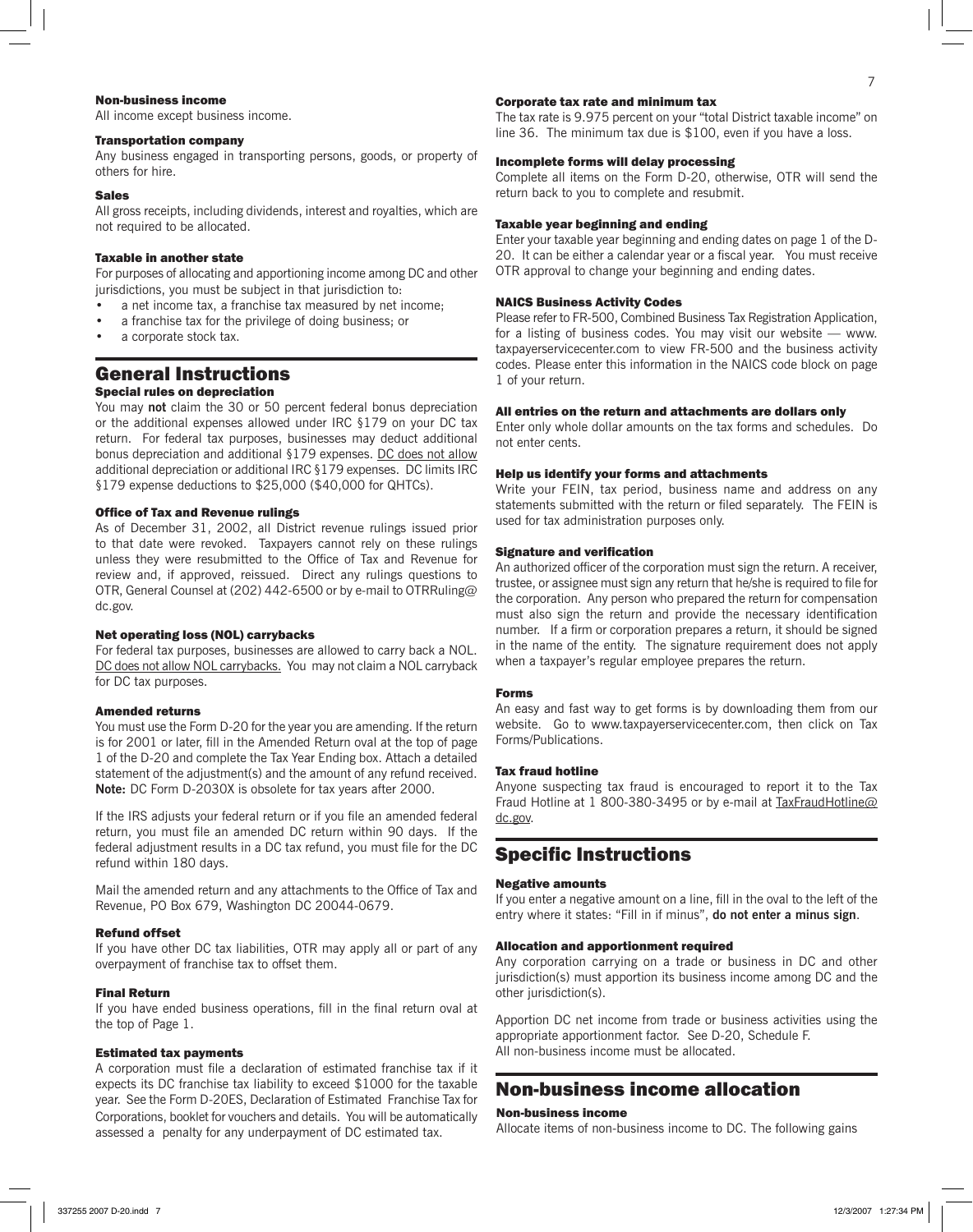#### Non-business income

All income except business income.

#### Transportation company

Any business engaged in transporting persons, goods, or property of others for hire.

#### Sales

All gross receipts, including dividends, interest and royalties, which are not required to be allocated.

#### Taxable in another state

For purposes of allocating and apportioning income among DC and other jurisdictions, you must be subject in that jurisdiction to:

- a net income tax, a franchise tax measured by net income;
- a franchise tax for the privilege of doing business; or
- a corporate stock tax.

## General Instructions

#### Special rules on depreciation

You may **not** claim the 30 or 50 percent federal bonus depreciation or the additional expenses allowed under IRC §179 on your DC tax return. For federal tax purposes, businesses may deduct additional bonus depreciation and additional §179 expenses. DC does not allow additional depreciation or additional IRC §179 expenses. DC limits IRC §179 expense deductions to $25,000 ($40,000 for QHTCs).

#### Office of Tax and Revenue rulings

As of December 31, 2002, all District revenue rulings issued prior to that date were revoked. Taxpayers cannot rely on these rulings unless they were resubmitted to the Office of Tax and Revenue for review and, if approved, reissued. Direct any rulings questions to OTR, General Counsel at (202) 442-6500 or by e-mail to OTRRuling@dc.gov.

#### Net operating loss (NOL) carrybacks

For federal tax purposes, businesses are allowed to carry back a NOL. DC does not allow NOL carrybacks. You may not claim a NOL carryback for DC tax purposes.

#### Amended returns

You must use the Form D-20 for the year you are amending. If the return is for 2001 or later, fill in the Amended Return oval at the top of page 1 of the D-20 and complete the Tax Year Ending box. Attach a detailed statement of the adjustment(s) and the amount of any refund received. **Note:** DC Form D-2030X is obsolete for tax years after 2000.

If the IRS adjusts your federal return or if you file an amended federal return, you must file an amended DC return within 90 days. If the federal adjustment results in a DC tax refund, you must file for the DC refund within 180 days.

Mail the amended return and any attachments to the Office of Tax and Revenue, PO Box 679, Washington DC 20044-0679.

#### Refund offset

If you have other DC tax liabilities, OTR may apply all or part of any overpayment of franchise tax to offset them.

#### Final Return

If you have ended business operations, fill in the final return oval at the top of Page 1.

#### Estimated tax payments

A corporation must file a declaration of estimated franchise tax if it expects its DC franchise tax liability to exceed $1000 for the taxable year. See the Form D-20ES, Declaration of Estimated Franchise Tax for Corporations, booklet for vouchers and details. You will be automatically assessed a penalty for any underpayment of DC estimated tax.

#### Corporate tax rate and minimum tax

The tax rate is 9.975 percent on your "total District taxable income" on line 36. The minimum tax due is $100, even if you have a loss.

#### Incomplete forms will delay processing

Complete all items on the Form D-20, otherwise, OTR will send the return back to you to complete and resubmit.

#### Taxable year beginning and ending

Enter your taxable year beginning and ending dates on page 1 of the D-20. It can be either a calendar year or a fiscal year. You must receive OTR approval to change your beginning and ending dates.

#### NAICS Business Activity Codes

Please refer to FR-500, Combined Business Tax Registration Application, for a listing of business codes. You may visit our website — www.taxpayerservicecenter.com to view FR-500 and the business activity codes. Please enter this information in the NAICS code block on page 1 of your return.

#### All entries on the return and attachments are dollars only

Enter only whole dollar amounts on the tax forms and schedules. Do not enter cents.

#### Help us identify your forms and attachments

Write your FEIN, tax period, business name and address on any statements submitted with the return or filed separately. The FEIN is used for tax administration purposes only.

#### Signature and verification

An authorized officer of the corporation must sign the return. A receiver, trustee, or assignee must sign any return that he/she is required to file for the corporation. Any person who prepared the return for compensation must also sign the return and provide the necessary identification number. If a firm or corporation prepares a return, it should be signed in the name of the entity. The signature requirement does not apply when a taxpayer's regular employee prepares the return.

#### Forms

An easy and fast way to get forms is by downloading them from our website. Go to www.taxpayerservicecenter.com, then click on Tax Forms/Publications.

#### Tax fraud hotline

Anyone suspecting tax fraud is encouraged to report it to the Tax Fraud Hotline at 1 800-380-3495 or by e-mail at TaxFraudHotline@dc.gov.

## Specific Instructions

#### Negative amounts

If you enter a negative amount on a line, fill in the oval to the left of the entry where it states: "Fill in if minus", **do not enter a minus sign**.

#### Allocation and apportionment required

Any corporation carrying on a trade or business in DC and other jurisdiction(s) must apportion its business income among DC and the other jurisdiction(s).

Apportion DC net income from trade or business activities using the appropriate apportionment factor. See D-20, Schedule F.
All non-business income must be allocated.

## Non-business income allocation

#### Non-business income

Allocate items of non-business income to DC. The following gains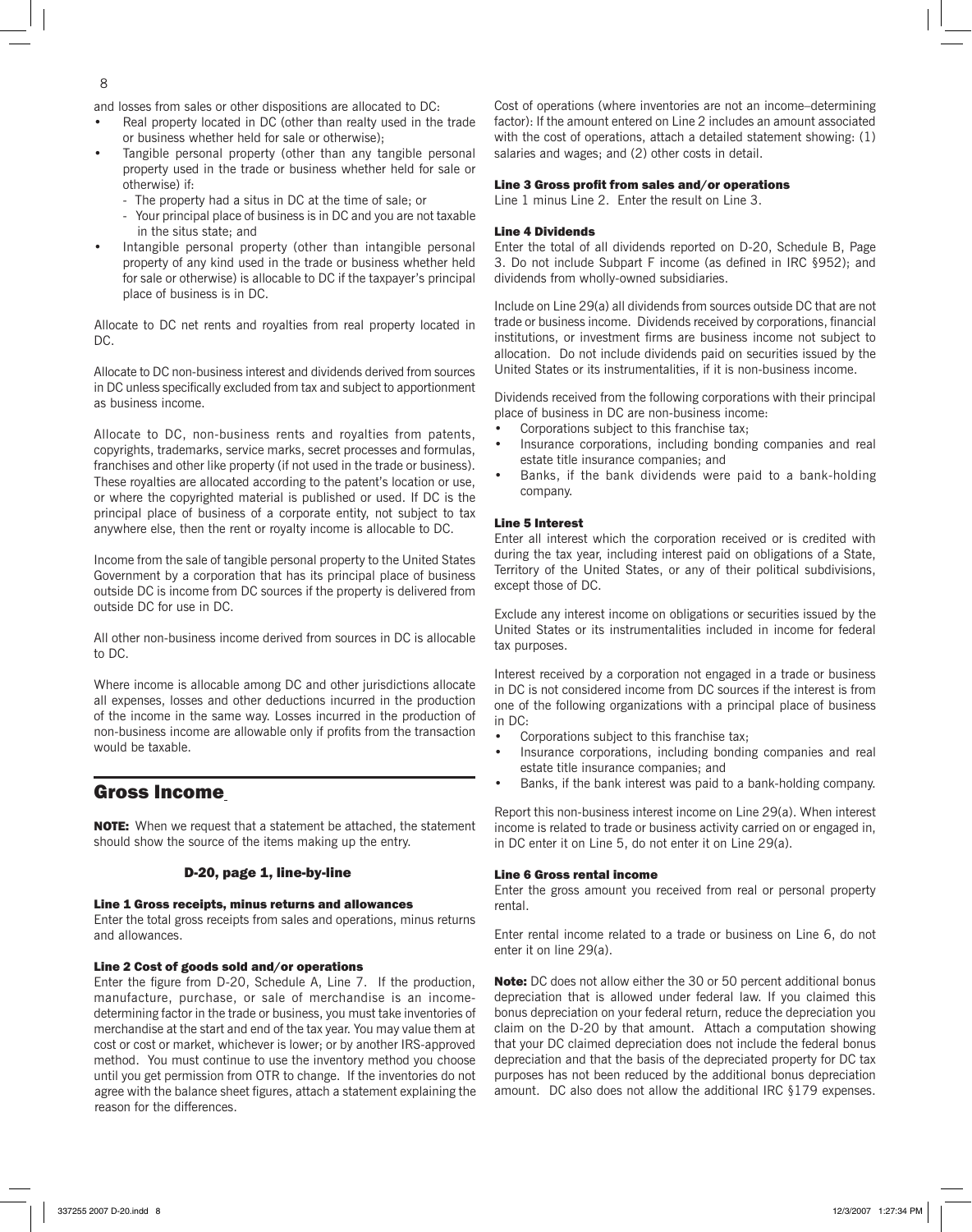and losses from sales or other dispositions are allocated to DC:

- Real property located in DC (other than realty used in the trade or business whether held for sale or otherwise);
- Tangible personal property (other than any tangible personal property used in the trade or business whether held for sale or otherwise) if:
  - The property had a situs in DC at the time of sale; or
  - Your principal place of business is in DC and you are not taxable in the situs state; and
- Intangible personal property (other than intangible personal property of any kind used in the trade or business whether held for sale or otherwise) is allocable to DC if the taxpayer's principal place of business is in DC.

Allocate to DC net rents and royalties from real property located in DC.

Allocate to DC non-business interest and dividends derived from sources in DC unless specifically excluded from tax and subject to apportionment as business income.

Allocate to DC, non-business rents and royalties from patents, copyrights, trademarks, service marks, secret processes and formulas, franchises and other like property (if not used in the trade or business). These royalties are allocated according to the patent's location or use, or where the copyrighted material is published or used. If DC is the principal place of business of a corporate entity, not subject to tax anywhere else, then the rent or royalty income is allocable to DC.

Income from the sale of tangible personal property to the United States Government by a corporation that has its principal place of business outside DC is income from DC sources if the property is delivered from outside DC for use in DC.

All other non-business income derived from sources in DC is allocable to DC.

Where income is allocable among DC and other jurisdictions allocate all expenses, losses and other deductions incurred in the production of the income in the same way. Losses incurred in the production of non-business income are allowable only if profits from the transaction would be taxable.

## Gross Income

**NOTE:** When we request that a statement be attached, the statement should show the source of the items making up the entry.

### D-20, page 1, line-by-line

#### Line 1 Gross receipts, minus returns and allowances

Enter the total gross receipts from sales and operations, minus returns and allowances.

#### Line 2 Cost of goods sold and/or operations

Enter the figure from D-20, Schedule A, Line 7. If the production, manufacture, purchase, or sale of merchandise is an income-determining factor in the trade or business, you must take inventories of merchandise at the start and end of the tax year. You may value them at cost or cost or market, whichever is lower; or by another IRS-approved method. You must continue to use the inventory method you choose until you get permission from OTR to change. If the inventories do not agree with the balance sheet figures, attach a statement explaining the reason for the differences.

Cost of operations (where inventories are not an income–determining factor): If the amount entered on Line 2 includes an amount associated with the cost of operations, attach a detailed statement showing: (1) salaries and wages; and (2) other costs in detail.

#### Line 3 Gross profit from sales and/or operations

Line 1 minus Line 2. Enter the result on Line 3.

#### Line 4 Dividends

Enter the total of all dividends reported on D-20, Schedule B, Page 3. Do not include Subpart F income (as defined in IRC §952); and dividends from wholly-owned subsidiaries.

Include on Line 29(a) all dividends from sources outside DC that are not trade or business income. Dividends received by corporations, financial institutions, or investment firms are business income not subject to allocation. Do not include dividends paid on securities issued by the United States or its instrumentalities, if it is non-business income.

Dividends received from the following corporations with their principal place of business in DC are non-business income:

- Corporations subject to this franchise tax;
- Insurance corporations, including bonding companies and real estate title insurance companies; and
- Banks, if the bank dividends were paid to a bank-holding company.

#### Line 5 Interest

Enter all interest which the corporation received or is credited with during the tax year, including interest paid on obligations of a State, Territory of the United States, or any of their political subdivisions, except those of DC.

Exclude any interest income on obligations or securities issued by the United States or its instrumentalities included in income for federal tax purposes.

Interest received by a corporation not engaged in a trade or business in DC is not considered income from DC sources if the interest is from one of the following organizations with a principal place of business in DC:

- Corporations subject to this franchise tax;
- Insurance corporations, including bonding companies and real estate title insurance companies; and
- Banks, if the bank interest was paid to a bank-holding company.

Report this non-business interest income on Line 29(a). When interest income is related to trade or business activity carried on or engaged in, in DC enter it on Line 5, do not enter it on Line 29(a).

#### Line 6 Gross rental income

Enter the gross amount you received from real or personal property rental.

Enter rental income related to a trade or business on Line 6, do not enter it on line 29(a).

**Note:** DC does not allow either the 30 or 50 percent additional bonus depreciation that is allowed under federal law. If you claimed this bonus depreciation on your federal return, reduce the depreciation you claim on the D-20 by that amount. Attach a computation showing that your DC claimed depreciation does not include the federal bonus depreciation and that the basis of the depreciated property for DC tax purposes has not been reduced by the additional bonus depreciation amount. DC also does not allow the additional IRC §179 expenses.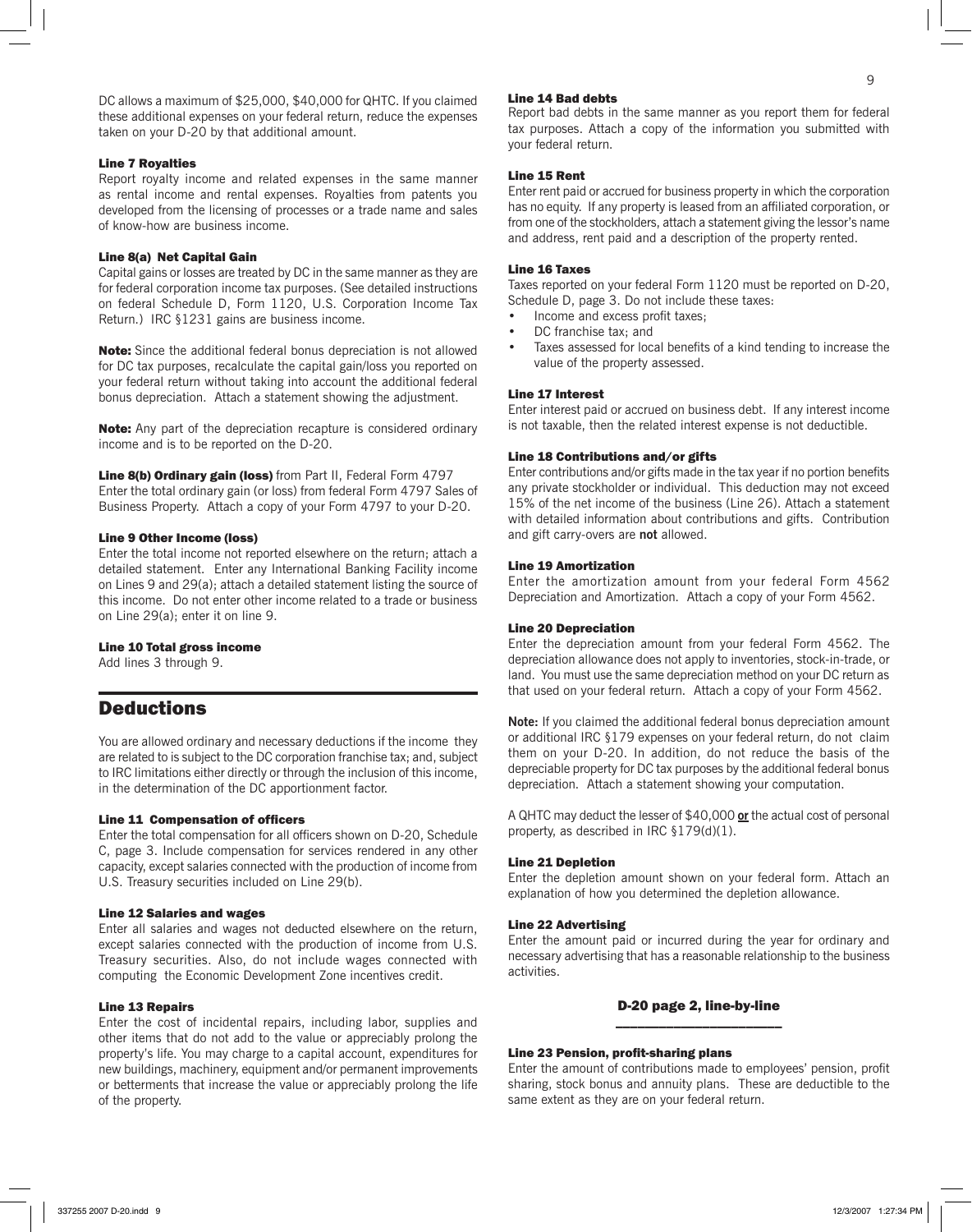DC allows a maximum of \$25,000, \$40,000 for QHTC. If you claimed these additional expenses on your federal return, reduce the expenses taken on your D-20 by that additional amount.

#### Line 7 Royalties

Report royalty income and related expenses in the same manner as rental income and rental expenses. Royalties from patents you developed from the licensing of processes or a trade name and sales of know-how are business income.

#### Line 8(a) Net Capital Gain

Capital gains or losses are treated by DC in the same manner as they are for federal corporation income tax purposes. (See detailed instructions on federal Schedule D, Form 1120, U.S. Corporation Income Tax Return.) IRC §1231 gains are business income.

**Note:** Since the additional federal bonus depreciation is not allowed for DC tax purposes, recalculate the capital gain/loss you reported on your federal return without taking into account the additional federal bonus depreciation. Attach a statement showing the adjustment.

**Note:** Any part of the depreciation recapture is considered ordinary income and is to be reported on the D-20.

**Line 8(b) Ordinary gain (loss)** from Part II, Federal Form 4797
Enter the total ordinary gain (or loss) from federal Form 4797 Sales of Business Property. Attach a copy of your Form 4797 to your D-20.

#### Line 9 Other Income (loss)

Enter the total income not reported elsewhere on the return; attach a detailed statement. Enter any International Banking Facility income on Lines 9 and 29(a); attach a detailed statement listing the source of this income. Do not enter other income related to a trade or business on Line 29(a); enter it on line 9.

#### Line 10 Total gross income

Add lines 3 through 9.

## Deductions

You are allowed ordinary and necessary deductions if the income they are related to is subject to the DC corporation franchise tax; and, subject to IRC limitations either directly or through the inclusion of this income, in the determination of the DC apportionment factor.

#### Line 11 Compensation of officers

Enter the total compensation for all officers shown on D-20, Schedule C, page 3. Include compensation for services rendered in any other capacity, except salaries connected with the production of income from U.S. Treasury securities included on Line 29(b).

#### Line 12 Salaries and wages

Enter all salaries and wages not deducted elsewhere on the return, except salaries connected with the production of income from U.S. Treasury securities. Also, do not include wages connected with computing the Economic Development Zone incentives credit.

#### Line 13 Repairs

Enter the cost of incidental repairs, including labor, supplies and other items that do not add to the value or appreciably prolong the property's life. You may charge to a capital account, expenditures for new buildings, machinery, equipment and/or permanent improvements or betterments that increase the value or appreciably prolong the life of the property.

#### Line 14 Bad debts

Report bad debts in the same manner as you report them for federal tax purposes. Attach a copy of the information you submitted with your federal return.

#### Line 15 Rent

Enter rent paid or accrued for business property in which the corporation has no equity. If any property is leased from an affiliated corporation, or from one of the stockholders, attach a statement giving the lessor's name and address, rent paid and a description of the property rented.

#### Line 16 Taxes

Taxes reported on your federal Form 1120 must be reported on D-20, Schedule D, page 3. Do not include these taxes:

- Income and excess profit taxes;
- DC franchise tax; and
- Taxes assessed for local benefits of a kind tending to increase the value of the property assessed.

#### Line 17 Interest

Enter interest paid or accrued on business debt. If any interest income is not taxable, then the related interest expense is not deductible.

#### Line 18 Contributions and/or gifts

Enter contributions and/or gifts made in the tax year if no portion benefits any private stockholder or individual. This deduction may not exceed 15% of the net income of the business (Line 26). Attach a statement with detailed information about contributions and gifts. Contribution and gift carry-overs are **not** allowed.

#### Line 19 Amortization

Enter the amortization amount from your federal Form 4562 Depreciation and Amortization. Attach a copy of your Form 4562.

#### Line 20 Depreciation

Enter the depreciation amount from your federal Form 4562. The depreciation allowance does not apply to inventories, stock-in-trade, or land. You must use the same depreciation method on your DC return as that used on your federal return. Attach a copy of your Form 4562.

**Note:** If you claimed the additional federal bonus depreciation amount or additional IRC §179 expenses on your federal return, do not claim them on your D-20. In addition, do not reduce the basis of the depreciable property for DC tax purposes by the additional federal bonus depreciation. Attach a statement showing your computation.

A QHTC may deduct the lesser of \$40,000 **or** the actual cost of personal property, as described in IRC §179(d)(1).

#### Line 21 Depletion

Enter the depletion amount shown on your federal form. Attach an explanation of how you determined the depletion allowance.

#### Line 22 Advertising

Enter the amount paid or incurred during the year for ordinary and necessary advertising that has a reasonable relationship to the business activities.

### D-20 page 2, line-by-line

#### Line 23 Pension, profit-sharing plans

Enter the amount of contributions made to employees' pension, profit sharing, stock bonus and annuity plans. These are deductible to the same extent as they are on your federal return.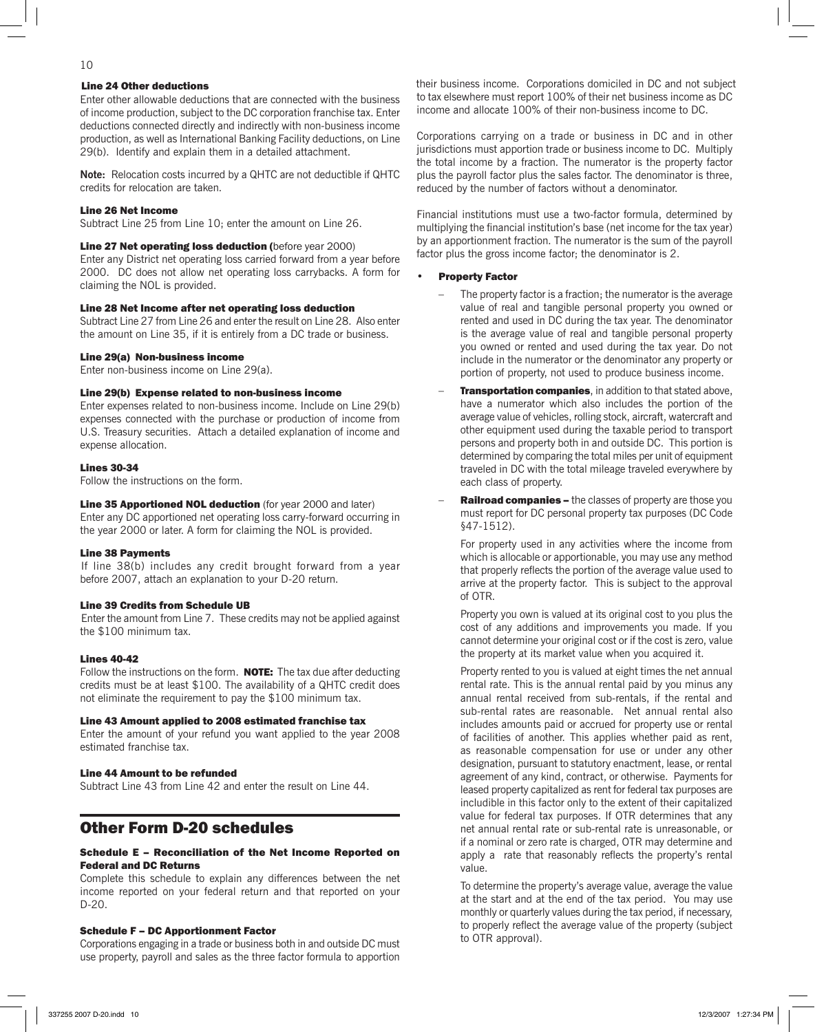#### Line 24 Other deductions

Enter other allowable deductions that are connected with the business of income production, subject to the DC corporation franchise tax. Enter deductions connected directly and indirectly with non-business income production, as well as International Banking Facility deductions, on Line 29(b). Identify and explain them in a detailed attachment.

**Note:** Relocation costs incurred by a QHTC are not deductible if QHTC credits for relocation are taken.

#### Line 26 Net Income

Subtract Line 25 from Line 10; enter the amount on Line 26.

#### Line 27 Net operating loss deduction (before year 2000)

Enter any District net operating loss carried forward from a year before 2000. DC does not allow net operating loss carrybacks. A form for claiming the NOL is provided.

#### Line 28 Net Income after net operating loss deduction

Subtract Line 27 from Line 26 and enter the result on Line 28. Also enter the amount on Line 35, if it is entirely from a DC trade or business.

#### Line 29(a) Non-business income

Enter non-business income on Line 29(a).

#### Line 29(b) Expense related to non-business income

Enter expenses related to non-business income. Include on Line 29(b) expenses connected with the purchase or production of income from U.S. Treasury securities. Attach a detailed explanation of income and expense allocation.

#### Lines 30-34

Follow the instructions on the form.

#### Line 35 Apportioned NOL deduction (for year 2000 and later)

Enter any DC apportioned net operating loss carry-forward occurring in the year 2000 or later. A form for claiming the NOL is provided.

#### Line 38 Payments

If line 38(b) includes any credit brought forward from a year before 2007, attach an explanation to your D-20 return.

#### Line 39 Credits from Schedule UB

Enter the amount from Line 7. These credits may not be applied against the $100 minimum tax.

#### Lines 40-42

Follow the instructions on the form. **NOTE:** The tax due after deducting credits must be at least $100. The availability of a QHTC credit does not eliminate the requirement to pay the $100 minimum tax.

#### Line 43 Amount applied to 2008 estimated franchise tax

Enter the amount of your refund you want applied to the year 2008 estimated franchise tax.

#### Line 44 Amount to be refunded

Subtract Line 43 from Line 42 and enter the result on Line 44.

## Other Form D-20 schedules

#### Schedule E – Reconciliation of the Net Income Reported on Federal and DC Returns

Complete this schedule to explain any differences between the net income reported on your federal return and that reported on your D-20.

#### Schedule F – DC Apportionment Factor

Corporations engaging in a trade or business both in and outside DC must use property, payroll and sales as the three factor formula to apportion their business income. Corporations domiciled in DC and not subject to tax elsewhere must report 100% of their net business income as DC income and allocate 100% of their non-business income to DC.

Corporations carrying on a trade or business in DC and in other jurisdictions must apportion trade or business income to DC. Multiply the total income by a fraction. The numerator is the property factor plus the payroll factor plus the sales factor. The denominator is three, reduced by the number of factors without a denominator.

Financial institutions must use a two-factor formula, determined by multiplying the financial institution's base (net income for the tax year) by an apportionment fraction. The numerator is the sum of the payroll factor plus the gross income factor; the denominator is 2.

- **Property Factor**
  - The property factor is a fraction; the numerator is the average value of real and tangible personal property you owned or rented and used in DC during the tax year. The denominator is the average value of real and tangible personal property you owned or rented and used during the tax year. Do not include in the numerator or the denominator any property or portion of property, not used to produce business income.
  - **Transportation companies**, in addition to that stated above, have a numerator which also includes the portion of the average value of vehicles, rolling stock, aircraft, watercraft and other equipment used during the taxable period to transport persons and property both in and outside DC. This portion is determined by comparing the total miles per unit of equipment traveled in DC with the total mileage traveled everywhere by each class of property.
  - **Railroad companies –** the classes of property are those you must report for DC personal property tax purposes (DC Code §47-1512).

    For property used in any activities where the income from which is allocable or apportionable, you may use any method that properly reflects the portion of the average value used to arrive at the property factor. This is subject to the approval of OTR.

    Property you own is valued at its original cost to you plus the cost of any additions and improvements you made. If you cannot determine your original cost or if the cost is zero, value the property at its market value when you acquired it.

    Property rented to you is valued at eight times the net annual rental rate. This is the annual rental paid by you minus any annual rental received from sub-rentals, if the rental and sub-rental rates are reasonable. Net annual rental also includes amounts paid or accrued for property use or rental of facilities of another. This applies whether paid as rent, as reasonable compensation for use or under any other designation, pursuant to statutory enactment, lease, or rental agreement of any kind, contract, or otherwise. Payments for leased property capitalized as rent for federal tax purposes are includible in this factor only to the extent of their capitalized value for federal tax purposes. If OTR determines that any net annual rental rate or sub-rental rate is unreasonable, or if a nominal or zero rate is charged, OTR may determine and apply a rate that reasonably reflects the property's rental value.

    To determine the property's average value, average the value at the start and at the end of the tax period. You may use monthly or quarterly values during the tax period, if necessary, to properly reflect the average value of the property (subject to OTR approval).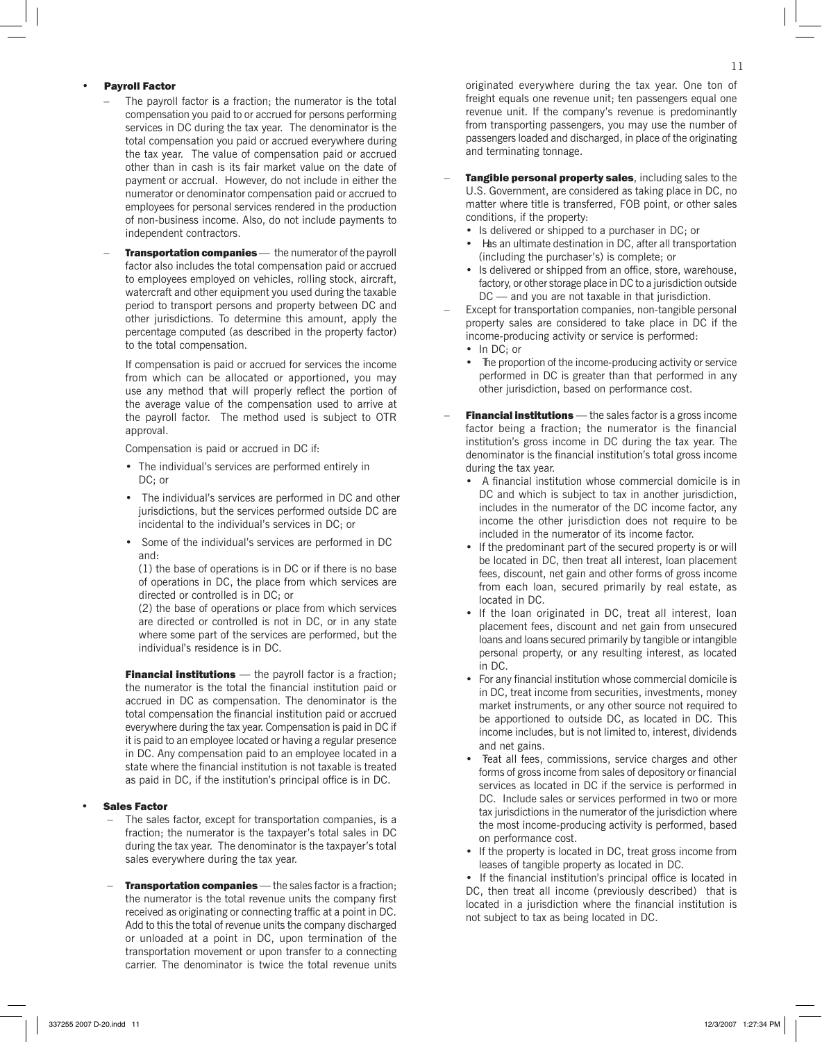- **Payroll Factor**
  - The payroll factor is a fraction; the numerator is the total compensation you paid to or accrued for persons performing services in DC during the tax year. The denominator is the total compensation you paid or accrued everywhere during the tax year. The value of compensation paid or accrued other than in cash is its fair market value on the date of payment or accrual. However, do not include in either the numerator or denominator compensation paid or accrued to employees for personal services rendered in the production of non-business income. Also, do not include payments to independent contractors.
  - **Transportation companies** — the numerator of the payroll factor also includes the total compensation paid or accrued to employees employed on vehicles, rolling stock, aircraft, watercraft and other equipment you used during the taxable period to transport persons and property between DC and other jurisdictions. To determine this amount, apply the percentage computed (as described in the property factor) to the total compensation.

    If compensation is paid or accrued for services the income from which can be allocated or apportioned, you may use any method that will properly reflect the portion of the average value of the compensation used to arrive at the payroll factor. The method used is subject to OTR approval.

    Compensation is paid or accrued in DC if:

    - The individual's services are performed entirely in DC; or
    - The individual's services are performed in DC and other jurisdictions, but the services performed outside DC are incidental to the individual's services in DC; or
    - Some of the individual's services are performed in DC and:

      (1) the base of operations is in DC or if there is no base of operations in DC, the place from which services are directed or controlled is in DC; or

      (2) the base of operations or place from which services are directed or controlled is not in DC, or in any state where some part of the services are performed, but the individual's residence is in DC.

    **Financial institutions** — the payroll factor is a fraction; the numerator is the total the financial institution paid or accrued in DC as compensation. The denominator is the total compensation the financial institution paid or accrued everywhere during the tax year. Compensation is paid in DC if it is paid to an employee located or having a regular presence in DC. Any compensation paid to an employee located in a state where the financial institution is not taxable is treated as paid in DC, if the institution's principal office is in DC.

- **Sales Factor**
  - The sales factor, except for transportation companies, is a fraction; the numerator is the taxpayer's total sales in DC during the tax year. The denominator is the taxpayer's total sales everywhere during the tax year.
  - **Transportation companies** — the sales factor is a fraction; the numerator is the total revenue units the company first received as originating or connecting traffic at a point in DC. Add to this the total of revenue units the company discharged or unloaded at a point in DC, upon termination of the transportation movement or upon transfer to a connecting carrier. The denominator is twice the total revenue units originated everywhere during the tax year. One ton of freight equals one revenue unit; ten passengers equal one revenue unit. If the company's revenue is predominantly from transporting passengers, you may use the number of passengers loaded and discharged, in place of the originating and terminating tonnage.
  - **Tangible personal property sales**, including sales to the U.S. Government, are considered as taking place in DC, no matter where title is transferred, FOB point, or other sales conditions, if the property:
    - Is delivered or shipped to a purchaser in DC; or
    - Has an ultimate destination in DC, after all transportation (including the purchaser's) is complete; or
    - Is delivered or shipped from an office, store, warehouse, factory, or other storage place in DC to a jurisdiction outside DC — and you are not taxable in that jurisdiction.
  - Except for transportation companies, non-tangible personal property sales are considered to take place in DC if the income-producing activity or service is performed:
    - In DC; or
    - The proportion of the income-producing activity or service performed in DC is greater than that performed in any other jurisdiction, based on performance cost.
  - **Financial institutions** — the sales factor is a gross income factor being a fraction; the numerator is the financial institution's gross income in DC during the tax year. The denominator is the financial institution's total gross income during the tax year.
    - A financial institution whose commercial domicile is in DC and which is subject to tax in another jurisdiction, includes in the numerator of the DC income factor, any income the other jurisdiction does not require to be included in the numerator of its income factor.
    - If the predominant part of the secured property is or will be located in DC, then treat all interest, loan placement fees, discount, net gain and other forms of gross income from each loan, secured primarily by real estate, as located in DC.
    - If the loan originated in DC, treat all interest, loan placement fees, discount and net gain from unsecured loans and loans secured primarily by tangible or intangible personal property, or any resulting interest, as located in DC.
    - For any financial institution whose commercial domicile is in DC, treat income from securities, investments, money market instruments, or any other source not required to be apportioned to outside DC, as located in DC. This income includes, but is not limited to, interest, dividends and net gains.
    - Treat all fees, commissions, service charges and other forms of gross income from sales of depository or financial services as located in DC if the service is performed in DC. Include sales or services performed in two or more tax jurisdictions in the numerator of the jurisdiction where the most income-producing activity is performed, based on performance cost.
    - If the property is located in DC, treat gross income from leases of tangible property as located in DC.
    - If the financial institution's principal office is located in DC, then treat all income (previously described) that is located in a jurisdiction where the financial institution is not subject to tax as being located in DC.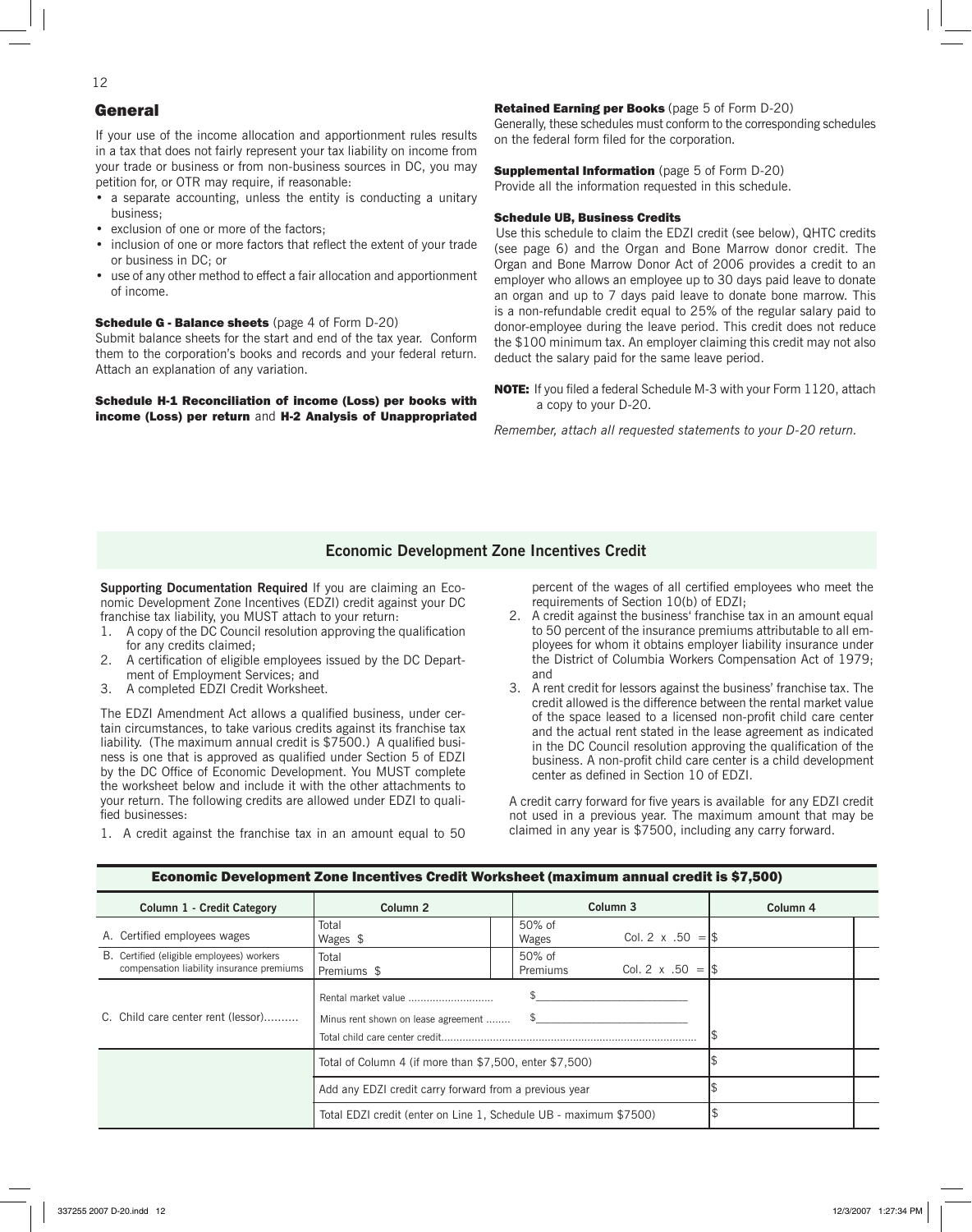## General

If your use of the income allocation and apportionment rules results in a tax that does not fairly represent your tax liability on income from your trade or business or from non-business sources in DC, you may petition for, or OTR may require, if reasonable:

- a separate accounting, unless the entity is conducting a unitary business;
- exclusion of one or more of the factors;
- inclusion of one or more factors that reflect the extent of your trade or business in DC; or
- use of any other method to effect a fair allocation and apportionment of income.

**Schedule G - Balance sheets** (page 4 of Form D-20)
Submit balance sheets for the start and end of the tax year. Conform them to the corporation's books and records and your federal return. Attach an explanation of any variation.

**Schedule H-1 Reconciliation of income (Loss) per books with income (Loss) per return** and **H-2 Analysis of Unappropriated Retained Earning per Books** (page 5 of Form D-20)
Generally, these schedules must conform to the corresponding schedules on the federal form filed for the corporation.

**Supplemental Information** (page 5 of Form D-20)
Provide all the information requested in this schedule.

**Schedule UB, Business Credits**
Use this schedule to claim the EDZI credit (see below), QHTC credits (see page 6) and the Organ and Bone Marrow donor credit. The Organ and Bone Marrow Donor Act of 2006 provides a credit to an employer who allows an employee up to 30 days paid leave to donate an organ and up to 7 days paid leave to donate bone marrow. This is a non-refundable credit equal to 25% of the regular salary paid to donor-employee during the leave period. This credit does not reduce the $100 minimum tax. An employer claiming this credit may not also deduct the salary paid for the same leave period.

**NOTE:** If you filed a federal Schedule M-3 with your Form 1120, attach a copy to your D-20.

*Remember, attach all requested statements to your D-20 return.*

## Economic Development Zone Incentives Credit

**Supporting Documentation Required** If you are claiming an Economic Development Zone Incentives (EDZI) credit against your DC franchise tax liability, you MUST attach to your return:

1. A copy of the DC Council resolution approving the qualification for any credits claimed;
2. A certification of eligible employees issued by the DC Department of Employment Services; and
3. A completed EDZI Credit Worksheet.

The EDZI Amendment Act allows a qualified business, under certain circumstances, to take various credits against its franchise tax liability. (The maximum annual credit is $7500.) A qualified business is one that is approved as qualified under Section 5 of EDZI by the DC Office of Economic Development. You MUST complete the worksheet below and include it with the other attachments to your return. The following credits are allowed under EDZI to qualified businesses:

1. A credit against the franchise tax in an amount equal to 50 percent of the wages of all certified employees who meet the requirements of Section 10(b) of EDZI;
2. A credit against the business' franchise tax in an amount equal to 50 percent of the insurance premiums attributable to all employees for whom it obtains employer liability insurance under the District of Columbia Workers Compensation Act of 1979; and
3. A rent credit for lessors against the business' franchise tax. The credit allowed is the difference between the rental market value of the space leased to a licensed non-profit child care center and the actual rent stated in the lease agreement as indicated in the DC Council resolution approving the qualification of the business. A non-profit child care center is a child development center as defined in Section 10 of EDZI.

A credit carry forward for five years is available for any EDZI credit not used in a previous year. The maximum amount that may be claimed in any year is $7500, including any carry forward.

### Economic Development Zone Incentives Credit Worksheet (maximum annual credit is $7,500)

| Column 1 - Credit Category | Column 2 | Column 3 | Column 4 |
|---|---|---|---|
| A. Certified employees wages | Total Wages $ | 50% of Wages Col. 2 x .50 = | $ |
| B. Certified (eligible employees) workers compensation liability insurance premiums | Total Premiums $ | 50% of Premiums Col. 2 x .50 = | $ |
| C. Child care center rent (lessor).......... | Rental market value ............................ | $ | |
| | Minus rent shown on lease agreement ........ | $ | |
| | Total child care center credit.................................................................................... | | $ |
| | Total of Column 4 (if more than $7,500, enter $7,500) | | $ |
| | Add any EDZI credit carry forward from a previous year | | $ |
| | Total EDZI credit (enter on Line 1, Schedule UB - maximum $7500) | | $ |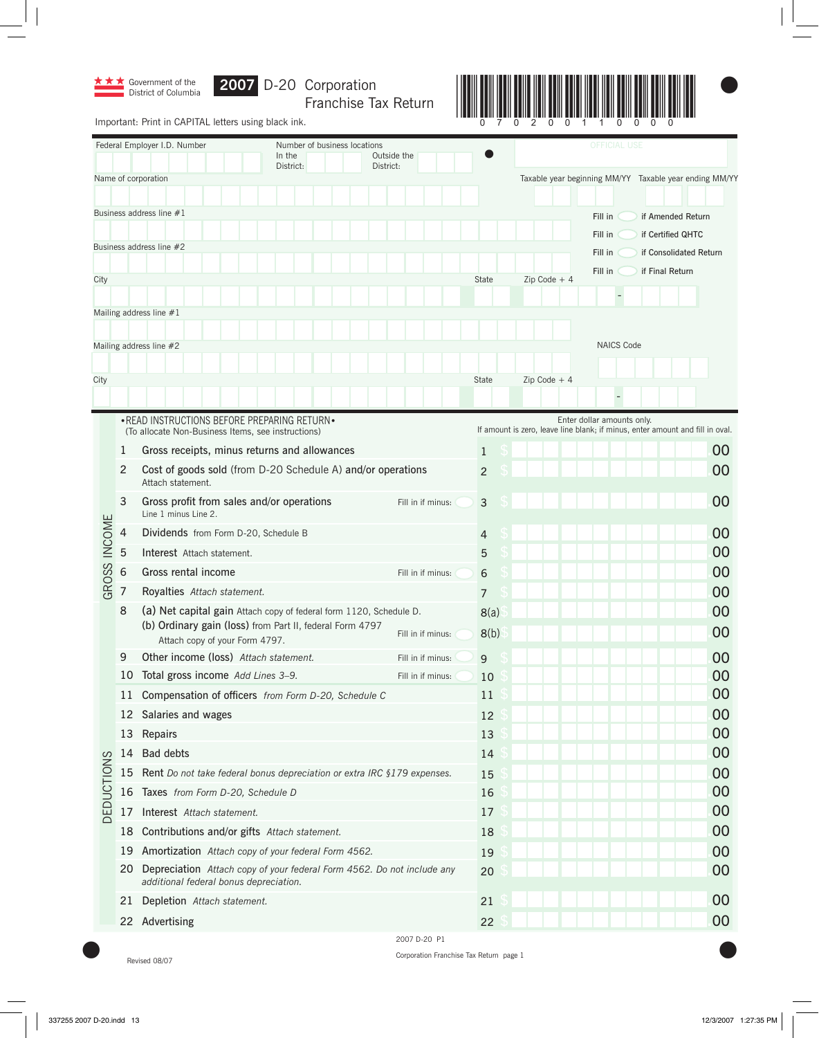Government of the District of Columbia

# 2007 D-20 Corporation Franchise Tax Return

0 7 0 2 0 0 1 1 0 0 0 0

Important: Print in CAPITAL letters using black ink.

Federal Employer I.D. Number

Number of business locations In the District: Outside the District:

OFFICIAL USE

Name of corporation

Taxable year beginning MM/YY Taxable year ending MM/YY

Business address line #1

Fill in if Amended Return

Fill in if Certified QHTC

Business address line #2

Fill in if Consolidated Return

Fill in if Final Return

City State Zip Code + 4

Mailing address line #1

Mailing address line #2

NAICS Code

City State Zip Code + 4

•READ INSTRUCTIONS BEFORE PREPARING RETURN•
(To allocate Non-Business Items, see instructions)

Enter dollar amounts only.
If amount is zero, leave line blank; if minus, enter amount and fill in oval.

## GROSS INCOME

| Line | Description | | Line | Amount |
|---|---|---|---|---|
| 1 | Gross receipts, minus returns and allowances | | 1 | $ .00 |
| 2 | Cost of goods sold (from D-20 Schedule A) and/or operations. Attach statement. | | 2 | $ .00 |
| 3 | Gross profit from sales and/or operations. Line 1 minus Line 2. | Fill in if minus: | 3 | $ .00 |
| 4 | Dividends from Form D-20, Schedule B | | 4 | $ .00 |
| 5 | Interest Attach statement. | | 5 | $ .00 |
| 6 | Gross rental income | Fill in if minus: | 6 | $ .00 |
| 7 | Royalties *Attach statement.* | | 7 | $ .00 |
| 8 | (a) Net capital gain Attach copy of federal form 1120, Schedule D. | | 8(a) | $ .00 |
| | (b) Ordinary gain (loss) from Part II, federal Form 4797. Attach copy of your Form 4797. | Fill in if minus: | 8(b) | $ .00 |
| 9 | Other income (loss) *Attach statement.* | Fill in if minus: | 9 | $ .00 |
| 10 | Total gross income *Add Lines 3–9.* | Fill in if minus: | 10 | $ .00 |

## DEDUCTIONS

| Line | Description | Line | Amount |
|---|---|---|---|
| 11 | Compensation of officers *from Form D-20, Schedule C* | 11 | $ .00 |
| 12 | Salaries and wages | 12 | $ .00 |
| 13 | Repairs | 13 | $ .00 |
| 14 | Bad debts | 14 | $ .00 |
| 15 | Rent *Do not take federal bonus depreciation or extra IRC §179 expenses.* | 15 | $ .00 |
| 16 | Taxes *from Form D-20, Schedule D* | 16 | $ .00 |
| 17 | Interest *Attach statement.* | 17 | $ .00 |
| 18 | Contributions and/or gifts *Attach statement.* | 18 | $ .00 |
| 19 | Amortization *Attach copy of your federal Form 4562.* | 19 | $ .00 |
| 20 | Depreciation *Attach copy of your federal Form 4562. Do not include any additional federal bonus depreciation.* | 20 | $ .00 |
| 21 | Depletion *Attach statement.* | 21 | $ .00 |
| 22 | Advertising | 22 | $ .00 |

2007 D-20 P1

Revised 08/07

Corporation Franchise Tax Return page 1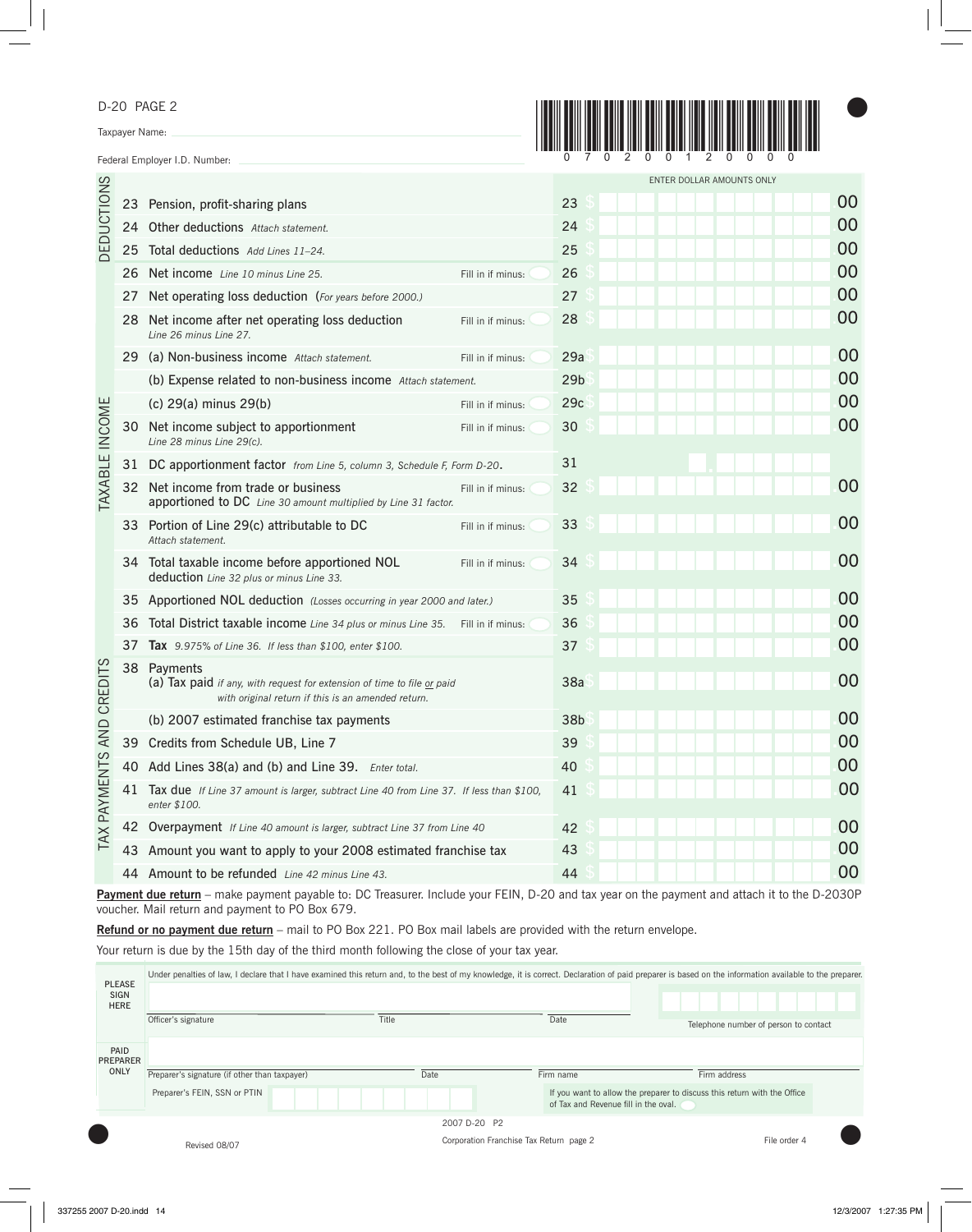D-20 PAGE 2

Taxpayer Name:

Federal Employer I.D. Number:

0 7 0 2 0 0 1 2 0 0 0 0

ENTER DOLLAR AMOUNTS ONLY

| Section | Line | Description | | Line | Amount |
|---|---|---|---|---|---|
| DEDUCTIONS | 23 | Pension, profit-sharing plans | | 23 | $ .00 |
| | 24 | Other deductions *Attach statement.* | | 24 | $ .00 |
| | 25 | Total deductions *Add Lines 11–24.* | | 25 | $ .00 |
| TAXABLE INCOME | 26 | Net income *Line 10 minus Line 25.* | Fill in if minus: | 26 | $ .00 |
| | 27 | Net operating loss deduction (*For years before 2000.*) | | 27 | $ .00 |
| | 28 | Net income after net operating loss deduction *Line 26 minus Line 27.* | Fill in if minus: | 28 | $ .00 |
| | 29 | (a) Non-business income *Attach statement.* | Fill in if minus: | 29a | $ .00 |
| | | (b) Expense related to non-business income *Attach statement.* | | 29b | $ .00 |
| | | (c) 29(a) minus 29(b) | Fill in if minus: | 29c | $ .00 |
| | 30 | Net income subject to apportionment *Line 28 minus Line 29(c).* | Fill in if minus: | 30 | $ .00 |
| | 31 | DC apportionment factor *from Line 5, column 3, Schedule F, Form D-20.* | | 31 | . |
| | 32 | Net income from trade or business apportioned to DC *Line 30 amount multiplied by Line 31 factor.* | Fill in if minus: | 32 | $ .00 |
| | 33 | Portion of Line 29(c) attributable to DC *Attach statement.* | Fill in if minus: | 33 | $ .00 |
| | 34 | Total taxable income before apportioned NOL deduction *Line 32 plus or minus Line 33.* | Fill in if minus: | 34 | $ .00 |
| | 35 | Apportioned NOL deduction *(Losses occurring in year 2000 and later.)* | | 35 | $ .00 |
| | 36 | Total District taxable income *Line 34 plus or minus Line 35.* | Fill in if minus: | 36 | $ .00 |
| | 37 | **Tax** *9.975% of Line 36. If less than $100, enter $100.* | | 37 | $ .00 |
| TAX PAYMENTS AND CREDITS | 38 | Payments (a) Tax paid *if any, with request for extension of time to file or paid with original return if this is an amended return.* | | 38a | $ .00 |
| | | (b) 2007 estimated franchise tax payments | | 38b | $ .00 |
| | 39 | Credits from Schedule UB, Line 7 | | 39 | $ .00 |
| | 40 | Add Lines 38(a) and (b) and Line 39. *Enter total.* | | 40 | $ .00 |
| | 41 | Tax due *If Line 37 amount is larger, subtract Line 40 from Line 37. If less than $100, enter $100.* | | 41 | $ .00 |
| | 42 | Overpayment *If Line 40 amount is larger, subtract Line 37 from Line 40* | | 42 | $ .00 |
| | 43 | Amount you want to apply to your 2008 estimated franchise tax | | 43 | $ .00 |
| | 44 | Amount to be refunded *Line 42 minus Line 43.* | | 44 | $ .00 |

**Payment due return** – make payment payable to: DC Treasurer. Include your FEIN, D-20 and tax year on the payment and attach it to the D-2030P voucher. Mail return and payment to PO Box 679.

**Refund or no payment due return** – mail to PO Box 221. PO Box mail labels are provided with the return envelope.

Your return is due by the 15th day of the third month following the close of your tax year.

PLEASE SIGN HERE

Under penalties of law, I declare that I have examined this return and, to the best of my knowledge, it is correct. Declaration of paid preparer is based on the information available to the preparer.

Officer's signature | Title | Date | Telephone number of person to contact

PAID PREPARER ONLY

Preparer's signature (if other than taxpayer) | Date | Firm name | Firm address

Preparer's FEIN, SSN or PTIN

If you want to allow the preparer to discuss this return with the Office of Tax and Revenue fill in the oval.

2007 D-20 P2

Revised 08/07 | Corporation Franchise Tax Return page 2 | File order 4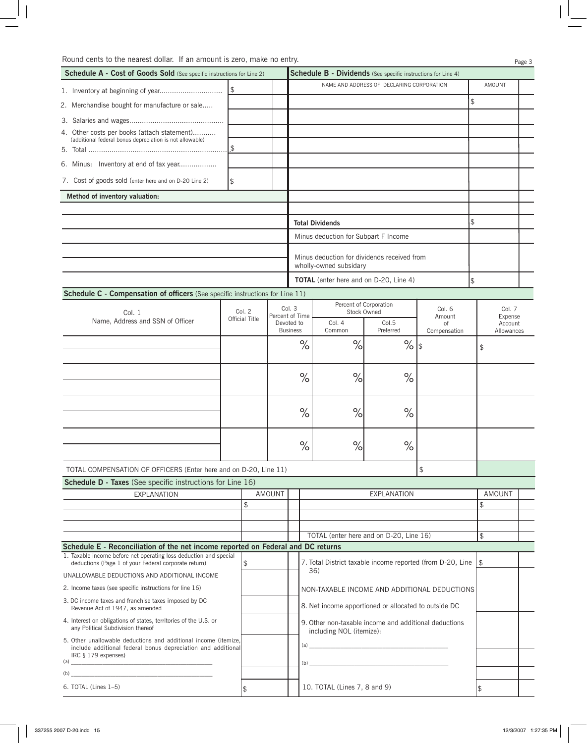Round cents to the nearest dollar. If an amount is zero, make no entry.

## Schedule A - Cost of Goods Sold (See specific instructions for Line 2)

| | |
|---|---|
| 1. Inventory at beginning of year | $ |
| 2. Merchandise bought for manufacture or sale | |
| 3. Salaries and wages | |
| 4. Other costs per books (attach statement) (additional federal bonus depreciation is not allowable) | |
| 5. Total | $ |
| 6. Minus: Inventory at end of tax year | |
| 7. Cost of goods sold (enter here and on D-20 Line 2) | $ |

**Method of inventory valuation:**

## Schedule B - Dividends (See specific instructions for Line 4)

| NAME AND ADDRESS OF DECLARING CORPORATION | AMOUNT |
|---|---|
| | $ |
| | |
| | |
| | |
| | |
| | |
| | |
| **Total Dividends** | $ |
| Minus deduction for Subpart F Income | |
| Minus deduction for dividends received from wholly-owned subsidary | |
| **TOTAL** (enter here and on D-20, Line 4) | $ |

## Schedule C - Compensation of officers (See specific instructions for Line 11)

| Col. 1 Name, Address and SSN of Officer | Col. 2 Official Title | Col. 3 Percent of Time Devoted to Business | Percent of Corporation Stock Owned | | Col. 6 Amount of Compensation | Col. 7 Expense Account Allowances |
|---|---|---|---|---|---|---|
| | | | Col. 4 Common | Col.5 Preferred | | |
| | | % | % | % | $ | $ |
| | | % | % | % | | |
| | | % | % | % | | |
| | | % | % | % | | |
| TOTAL COMPENSATION OF OFFICERS (Enter here and on D-20, Line 11) | | | | | $ | |

## Schedule D - Taxes (See specific instructions for Line 16)

| EXPLANATION | AMOUNT | EXPLANATION | AMOUNT |
|---|---|---|---|
| | $ | | $ |
| | | | |
| | | | |
| | | TOTAL (enter here and on D-20, Line 16) | $ |

## Schedule E - Reconciliation of the net income reported on Federal and DC returns

| | | | |
|---|---|---|---|
| 1. Taxable income before net operating loss deduction and special deductions (Page 1 of your Federal corporate return) | $ | 7. Total District taxable income reported (from D-20, Line 36) | $ |
| UNALLOWABLE DEDUCTIONS AND ADDITIONAL INCOME | | NON-TAXABLE INCOME AND ADDITIONAL DEDUCTIONS | |
| 2. Income taxes (see specific instructions for line 16) | | | |
| 3. DC income taxes and franchise taxes imposed by DC Revenue Act of 1947, as amended | | 8. Net income apportioned or allocated to outside DC | |
| 4. Interest on obligations of states, territories of the U.S. or any Political Subdivision thereof | | 9. Other non-taxable income and additional deductions including NOL (itemize): | |
| 5. Other unallowable deductions and additional income (itemize, include additional federal bonus depreciation and additional IRC § 179 expenses) | | (a) ______ | |
| (a) ______ | | (b) ______ | |
| (b) ______ | | | |
| 6. TOTAL (Lines 1–5) | $ | 10. TOTAL (Lines 7, 8 and 9) | $ |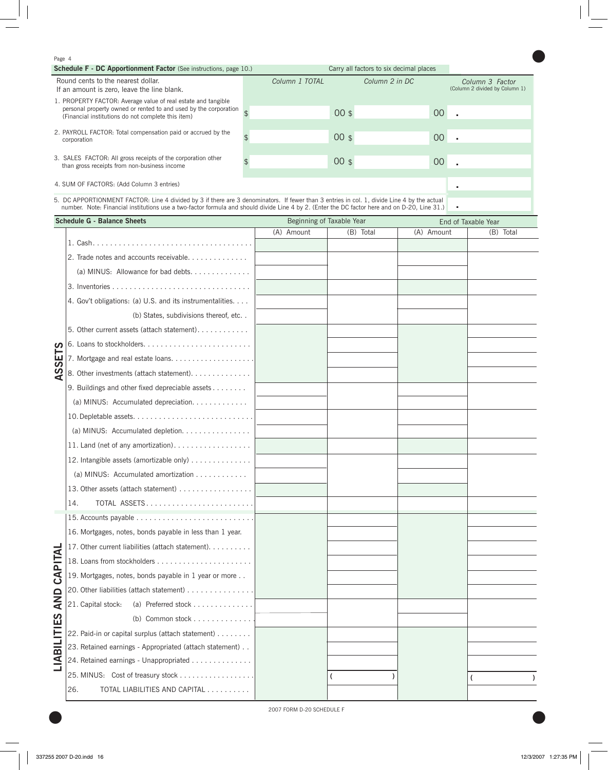**Schedule F - DC Apportionment Factor** (See instructions, page 10.)

Carry all factors to six decimal places

| Round cents to the nearest dollar. If an amount is zero, leave the line blank. | *Column 1 TOTAL* | *Column 2 in DC* | *Column 3 Factor* (Column 2 divided by Column 1) |
|---|---|---|---|
| 1. PROPERTY FACTOR: Average value of real estate and tangible personal property owned or rented to and used by the corporation (Financial institutions do not complete this item) | $ 00 | $ 00 | . |
| 2. PAYROLL FACTOR: Total compensation paid or accrued by the corporation | $ 00 | $ 00 | . |
| 3. SALES FACTOR: All gross receipts of the corporation other than gross receipts from non-business income | $ 00 | $ 00 | . |
| 4. SUM OF FACTORS: (Add Column 3 entries) | | | . |
| 5. DC APPORTIONMENT FACTOR: Line 4 divided by 3 if there are 3 denominators. If fewer than 3 entries in col. 1, divide Line 4 by the actual number. Note: Financial institutions use a two-factor formula and should divide Line 4 by 2. (Enter the DC factor here and on D-20, Line 31.) | | | . |

**Schedule G - Balance Sheets**

| | | Beginning of Taxable Year | | End of Taxable Year | |
|---|---|---|---|---|---|
| | | (A) Amount | (B) Total | (A) Amount | (B) Total |
| **ASSETS** | 1. Cash | | | | |
| | 2. Trade notes and accounts receivable | | | | |
| | (a) MINUS: Allowance for bad debts | | | | |
| | 3. Inventories | | | | |
| | 4. Gov't obligations: (a) U.S. and its instrumentalities | | | | |
| | (b) States, subdivisions thereof, etc. | | | | |
| | 5. Other current assets (attach statement) | | | | |
| | 6. Loans to stockholders | | | | |
| | 7. Mortgage and real estate loans | | | | |
| | 8. Other investments (attach statement) | | | | |
| | 9. Buildings and other fixed depreciable assets | | | | |
| | (a) MINUS: Accumulated depreciation | | | | |
| | 10. Depletable assets | | | | |
| | (a) MINUS: Accumulated depletion | | | | |
| | 11. Land (net of any amortization) | | | | |
| | 12. Intangible assets (amortizable only) | | | | |
| | (a) MINUS: Accumulated amortization | | | | |
| | 13. Other assets (attach statement) | | | | |
| | 14. TOTAL ASSETS | | | | |
| **LIABILITIES AND CAPITAL** | 15. Accounts payable | | | | |
| | 16. Mortgages, notes, bonds payable in less than 1 year. | | | | |
| | 17. Other current liabilities (attach statement) | | | | |
| | 18. Loans from stockholders | | | | |
| | 19. Mortgages, notes, bonds payable in 1 year or more | | | | |
| | 20. Other liabilities (attach statement) | | | | |
| | 21. Capital stock: (a) Preferred stock | | | | |
| | (b) Common stock | | | | |
| | 22. Paid-in or capital surplus (attach statement) | | | | |
| | 23. Retained earnings - Appropriated (attach statement) | | | | |
| | 24. Retained earnings - Unappropriated | | | | |
| | 25. MINUS: Cost of treasury stock | | ( ) | | ( ) |
| | 26. TOTAL LIABILITIES AND CAPITAL | | | | |

2007 FORM D-20 SCHEDULE F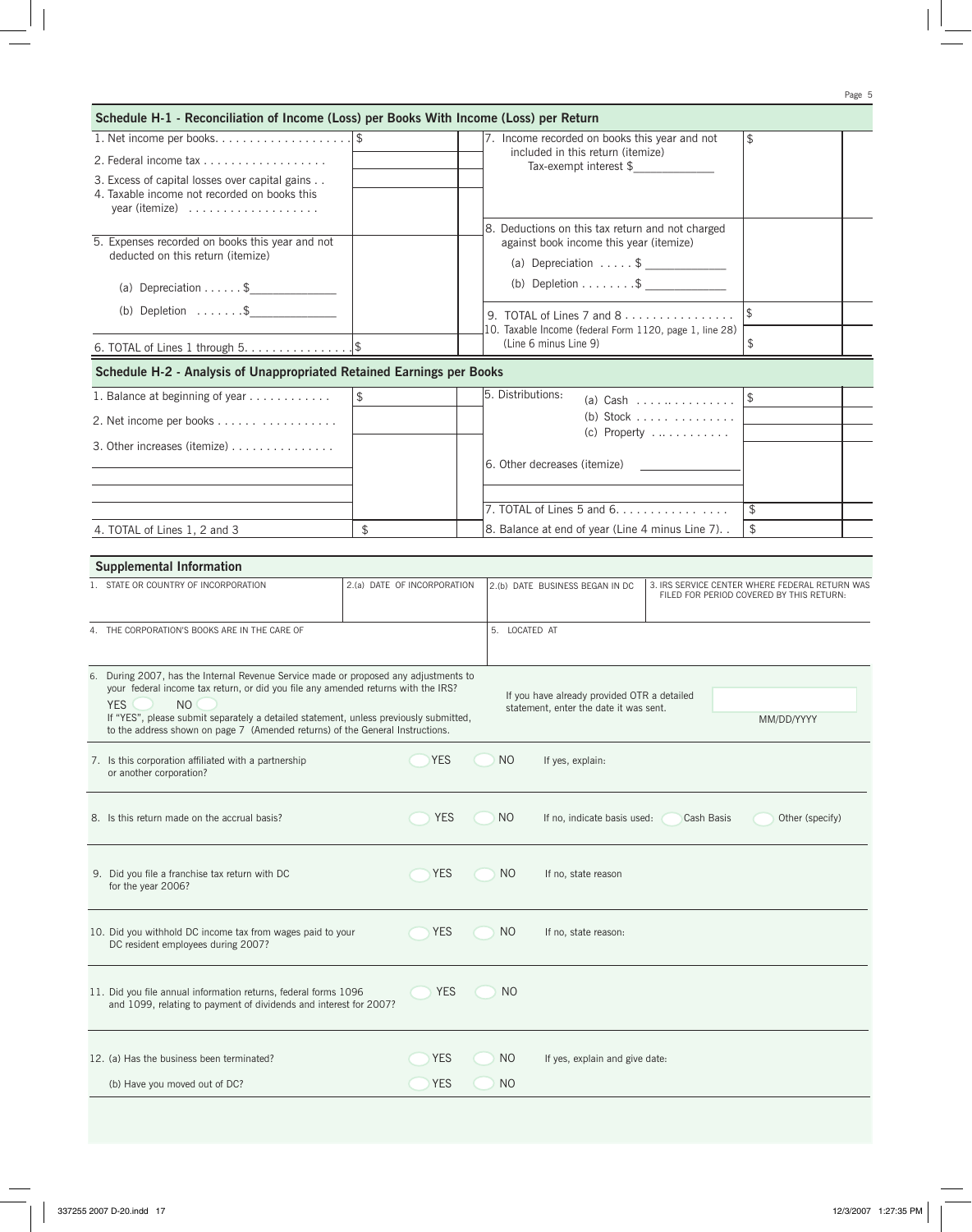## Schedule H-1 - Reconciliation of Income (Loss) per Books With Income (Loss) per Return

| | | | |
|---|---|---|---|
| 1. Net income per books. . . . . . . . . . . . . . . . . . . | $ | 7. Income recorded on books this year and not included in this return (itemize) Tax-exempt interest $\_\_\_\_\_\_\_\_\_\_\_\_\_ | $ |
| 2. Federal income tax . . . . . . . . . . . . . . . . . | | | |
| 3. Excess of capital losses over capital gains . . | | | |
| 4. Taxable income not recorded on books this year (itemize) . . . . . . . . . . . . . . . . . . | | 8. Deductions on this tax return and not charged against book income this year (itemize) | |
| 5. Expenses recorded on books this year and not deducted on this return (itemize) | | (a) Depreciation . . . . . $ \_\_\_\_\_\_\_\_\_\_\_\_ | |
| (a) Depreciation . . . . . . $\_\_\_\_\_\_\_\_\_\_\_\_\_ | | (b) Depletion . . . . . . . .$ \_\_\_\_\_\_\_\_\_\_\_\_ | |
| (b) Depletion . . . . . . .$\_\_\_\_\_\_\_\_\_\_\_\_\_ | | 9. TOTAL of Lines 7 and 8 . . . . . . . . . . . . . . . . | $ |
| 6. TOTAL of Lines 1 through 5. . . . . . . . . . . . . . . . | $ | 10. Taxable Income (federal Form 1120, page 1, line 28) (Line 6 minus Line 9) | $ |

## Schedule H-2 - Analysis of Unappropriated Retained Earnings per Books

| | | | |
|---|---|---|---|
| 1. Balance at beginning of year . . . . . . . . . . . . | $ | 5. Distributions: (a) Cash . . . . . . . . . . . . . . . | $ |
| 2. Net income per books . . . . . . . . . . . . . . . . | | (b) Stock . . . . . . . . . . . . . . . | |
| 3. Other increases (itemize) . . . . . . . . . . . . . . . | | (c) Property . . . . . . . . . . . . | |
| | | 6. Other decreases (itemize) \_\_\_\_\_\_\_\_\_\_\_\_\_\_\_ | |
| | | 7. TOTAL of Lines 5 and 6. . . . . . . . . . . . . . . . . . | $ |
| 4. TOTAL of Lines 1, 2 and 3 | $ | 8. Balance at end of year (Line 4 minus Line 7). . | $ |

## Supplemental Information

| 1. STATE OR COUNTRY OF INCORPORATION | 2.(a) DATE OF INCORPORATION | 2.(b) DATE BUSINESS BEGAN IN DC | 3. IRS SERVICE CENTER WHERE FEDERAL RETURN WAS FILED FOR PERIOD COVERED BY THIS RETURN: |
|---|---|---|---|
| | | | |

| 4. THE CORPORATION'S BOOKS ARE IN THE CARE OF | 5. LOCATED AT |
|---|---|
| | |

6. During 2007, has the Internal Revenue Service made or proposed any adjustments to your federal income tax return, or did you file any amended returns with the IRS?
YES NO
If "YES", please submit separately a detailed statement, unless previously submitted, to the address shown on page 7 (Amended returns) of the General Instructions.

If you have already provided OTR a detailed statement, enter the date it was sent. MM/DD/YYYY

7. Is this corporation affiliated with a partnership or another corporation? YES NO If yes, explain:

8. Is this return made on the accrual basis? YES NO If no, indicate basis used: Cash Basis Other (specify)

9. Did you file a franchise tax return with DC for the year 2006? YES NO If no, state reason

10. Did you withhold DC income tax from wages paid to your DC resident employees during 2007? YES NO If no, state reason:

11. Did you file annual information returns, federal forms 1096 and 1099, relating to payment of dividends and interest for 2007? YES NO

12. (a) Has the business been terminated? YES NO If yes, explain and give date:

(b) Have you moved out of DC? YES NO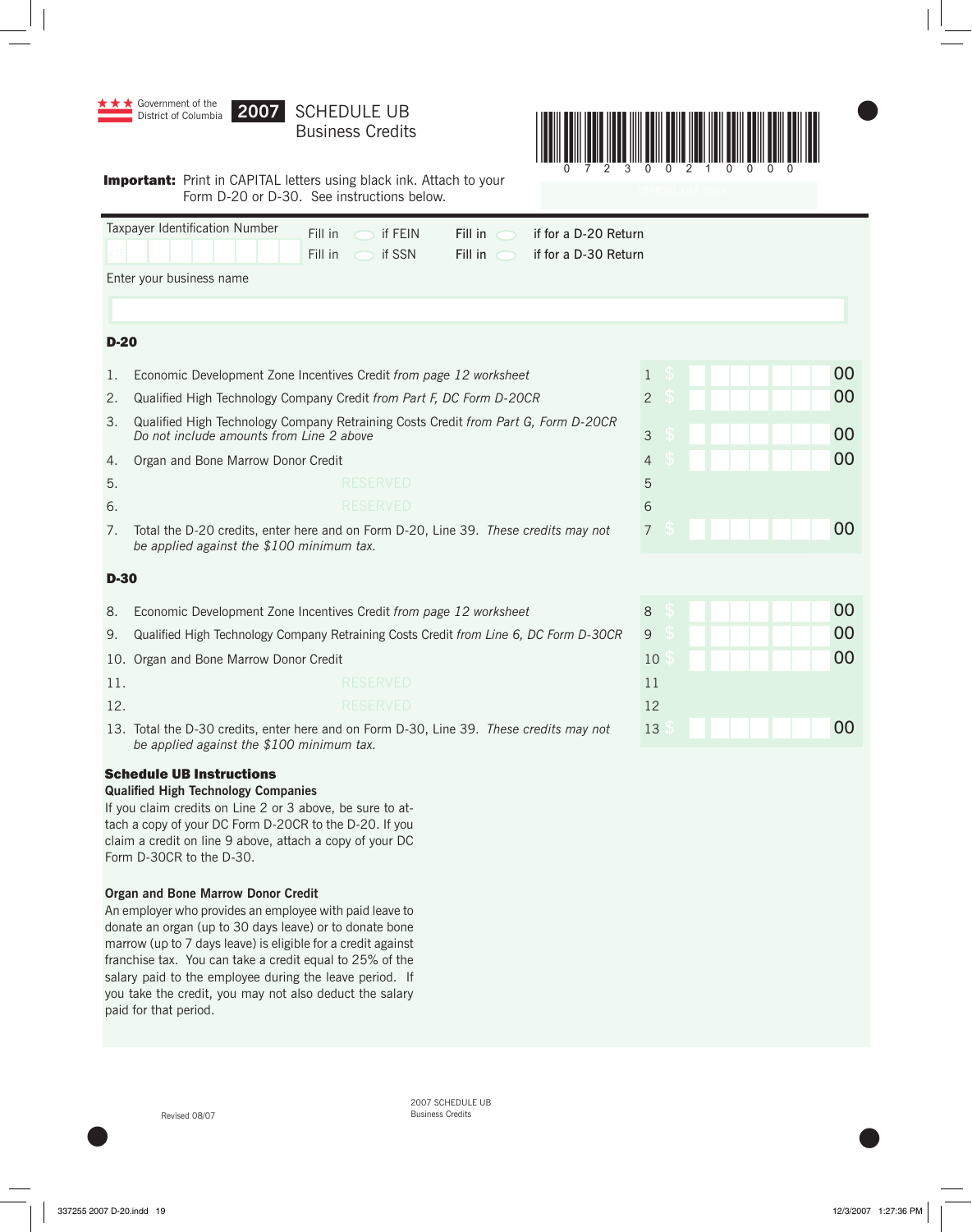Government of the District of Columbia

# 2007 SCHEDULE UB Business Credits

0 7 2 3 0 0 2 1 0 0 0 0

**Important:** Print in CAPITAL letters using black ink. Attach to your Form D-20 or D-30. See instructions below.

Taxpayer Identification Number

Fill in ◯ if FEIN  Fill in ◯ if for a D-20 Return

Fill in ◯ if SSN  Fill in ◯ if for a D-30 Return

Enter your business name

## D-20

| | | | |
|---|---|---|---|
| 1. | Economic Development Zone Incentives Credit *from page 12 worksheet* | 1 $ | .00 |
| 2. | Qualified High Technology Company Credit *from Part F, DC Form D-20CR* | 2 $ | .00 |
| 3. | Qualified High Technology Company Retraining Costs Credit *from Part G, Form D-20CR Do not include amounts from Line 2 above* | 3 $ | .00 |
| 4. | Organ and Bone Marrow Donor Credit | 4 $ | .00 |
| 5. | RESERVED | 5 | |
| 6. | RESERVED | 6 | |
| 7. | Total the D-20 credits, enter here and on Form D-20, Line 39. *These credits may not be applied against the $100 minimum tax.* | 7 $ | .00 |

## D-30

| | | | |
|---|---|---|---|
| 8. | Economic Development Zone Incentives Credit *from page 12 worksheet* | 8 $ | .00 |
| 9. | Qualified High Technology Company Retraining Costs Credit *from Line 6, DC Form D-30CR* | 9 $ | .00 |
| 10. | Organ and Bone Marrow Donor Credit | 10 $ | .00 |
| 11. | RESERVED | 11 | |
| 12. | RESERVED | 12 | |
| 13. | Total the D-30 credits, enter here and on Form D-30, Line 39. *These credits may not be applied against the $100 minimum tax.* | 13 $ | .00 |

## Schedule UB Instructions

### Qualified High Technology Companies

If you claim credits on Line 2 or 3 above, be sure to attach a copy of your DC Form D-20CR to the D-20. If you claim a credit on line 9 above, attach a copy of your DC Form D-30CR to the D-30.

### Organ and Bone Marrow Donor Credit

An employer who provides an employee with paid leave to donate an organ (up to 30 days leave) or to donate bone marrow (up to 7 days leave) is eligible for a credit against franchise tax. You can take a credit equal to 25% of the salary paid to the employee during the leave period. If you take the credit, you may not also deduct the salary paid for that period.

Revised 08/07

2007 SCHEDULE UB Business Credits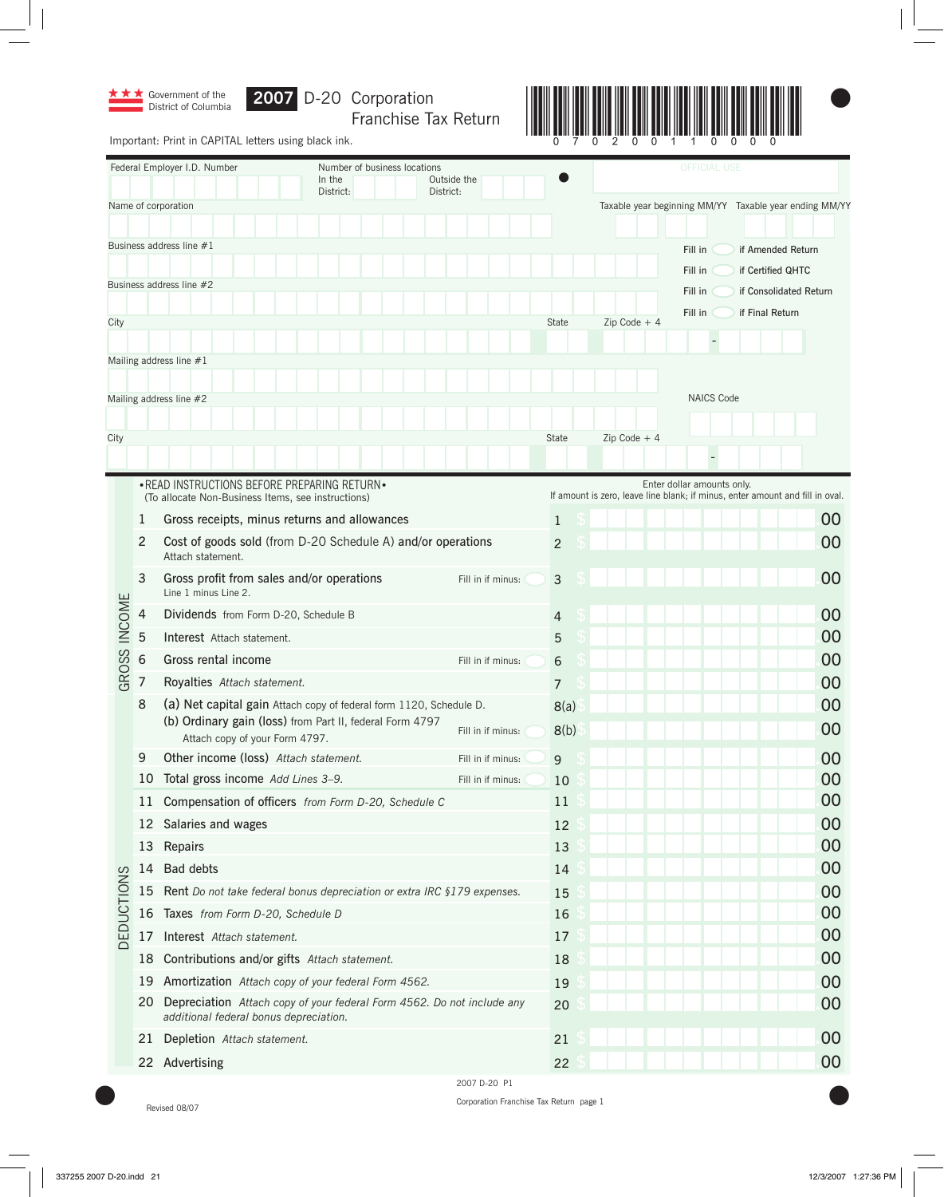Government of the District of Columbia

# 2007 D-20 Corporation Franchise Tax Return

0 7 0 2 0 0 1 1 0 0 0 0

Important: Print in CAPITAL letters using black ink.

Federal Employer I.D. Number

Number of business locations In the District: Outside the District:

OFFICIAL USE

Name of corporation

Taxable year beginning MM/YY Taxable year ending MM/YY

Business address line #1

Fill in ◯ if Amended Return

Fill in ◯ if Certified QHTC

Business address line #2

Fill in ◯ if Consolidated Return

Fill in ◯ if Final Return

City State Zip Code + 4

Mailing address line #1

Mailing address line #2

NAICS Code

City State Zip Code + 4

•READ INSTRUCTIONS BEFORE PREPARING RETURN•
(To allocate Non-Business Items, see instructions)

Enter dollar amounts only.
If amount is zero, leave line blank; if minus, enter amount and fill in oval.

## GROSS INCOME

| Line | Description | | Line | Amount |
|---|---|---|---|---|
| 1 | Gross receipts, minus returns and allowances | | 1 | $ .00 |
| 2 | Cost of goods sold (from D-20 Schedule A) and/or operations. Attach statement. | | 2 | $ .00 |
| 3 | Gross profit from sales and/or operations. Line 1 minus Line 2. | Fill in if minus: ◯ | 3 | $ .00 |
| 4 | Dividends from Form D-20, Schedule B | | 4 | $ .00 |
| 5 | Interest Attach statement. | | 5 | $ .00 |
| 6 | Gross rental income | Fill in if minus: ◯ | 6 | $ .00 |
| 7 | Royalties *Attach statement.* | | 7 | $ .00 |
| 8 | (a) Net capital gain Attach copy of federal form 1120, Schedule D. | | 8(a) | $ .00 |
| | (b) Ordinary gain (loss) from Part II, federal Form 4797. Attach copy of your Form 4797. | Fill in if minus: ◯ | 8(b) | $ .00 |
| 9 | Other income (loss) *Attach statement.* | Fill in if minus: ◯ | 9 | $ .00 |
| 10 | Total gross income *Add Lines 3–9.* | Fill in if minus: ◯ | 10 | $ .00 |

## DEDUCTIONS

| Line | Description | Line | Amount |
|---|---|---|---|
| 11 | Compensation of officers *from Form D-20, Schedule C* | 11 | $ .00 |
| 12 | Salaries and wages | 12 | $ .00 |
| 13 | Repairs | 13 | $ .00 |
| 14 | Bad debts | 14 | $ .00 |
| 15 | Rent *Do not take federal bonus depreciation or extra IRC §179 expenses.* | 15 | $ .00 |
| 16 | Taxes *from Form D-20, Schedule D* | 16 | $ .00 |
| 17 | Interest *Attach statement.* | 17 | $ .00 |
| 18 | Contributions and/or gifts *Attach statement.* | 18 | $ .00 |
| 19 | Amortization *Attach copy of your federal Form 4562.* | 19 | $ .00 |
| 20 | Depreciation *Attach copy of your federal Form 4562. Do not include any additional federal bonus depreciation.* | 20 | $ .00 |
| 21 | Depletion *Attach statement.* | 21 | $ .00 |
| 22 | Advertising | 22 | $ .00 |

2007 D-20 P1

Revised 08/07

Corporation Franchise Tax Return page 1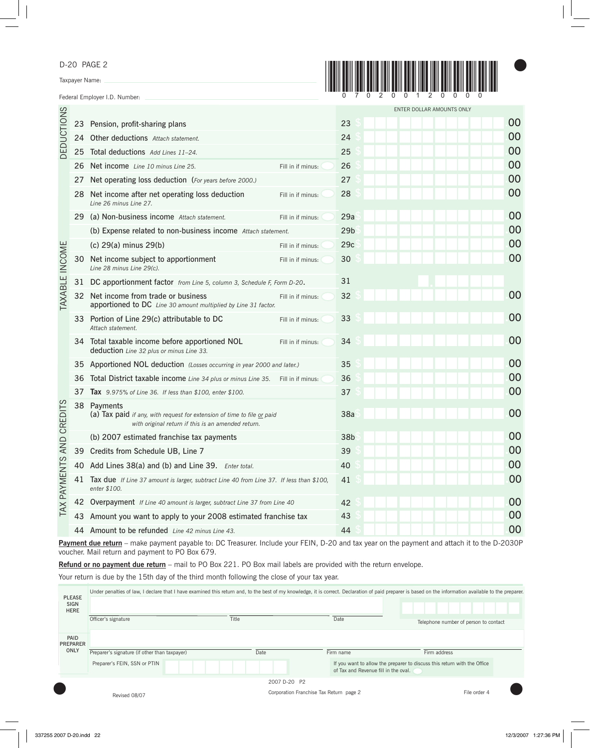D-20 PAGE 2

Taxpayer Name:

Federal Employer I.D. Number:

0 7 0 2 0 0 1 2 0 0 0 0

ENTER DOLLAR AMOUNTS ONLY

**DEDUCTIONS**

| Line | Description | | | Amount |
|---|---|---|---|---|
| 23 | Pension, profit-sharing plans | | 23 $ | .00 |
| 24 | Other deductions *Attach statement.* | | 24 $ | .00 |
| 25 | Total deductions *Add Lines 11–24.* | | 25 $ | .00 |

**TAXABLE INCOME**

| Line | Description | | | Amount |
|---|---|---|---|---|
| 26 | Net income *Line 10 minus Line 25.* | Fill in if minus: | 26 $ | .00 |
| 27 | Net operating loss deduction *(For years before 2000.)* | | 27 $ | .00 |
| 28 | Net income after net operating loss deduction *Line 26 minus Line 27.* | Fill in if minus: | 28 $ | .00 |
| 29 | (a) Non-business income *Attach statement.* | Fill in if minus: | 29a $ | .00 |
| | (b) Expense related to non-business income *Attach statement.* | | 29b $ | .00 |
| | (c) 29(a) minus 29(b) | Fill in if minus: | 29c $ | .00 |
| 30 | Net income subject to apportionment *Line 28 minus Line 29(c).* | Fill in if minus: | 30 $ | .00 |
| 31 | DC apportionment factor *from Line 5, column 3, Schedule F, Form D-20.* | | 31 | . |
| 32 | Net income from trade or business apportioned to DC *Line 30 amount multiplied by Line 31 factor.* | Fill in if minus: | 32 $ | .00 |
| 33 | Portion of Line 29(c) attributable to DC *Attach statement.* | Fill in if minus: | 33 $ | .00 |
| 34 | Total taxable income before apportioned NOL deduction *Line 32 plus or minus Line 33.* | Fill in if minus: | 34 $ | .00 |
| 35 | Apportioned NOL deduction *(Losses occurring in year 2000 and later.)* | | 35 $ | .00 |
| 36 | Total District taxable income *Line 34 plus or minus Line 35.* | Fill in if minus: | 36 $ | .00 |
| 37 | **Tax** *9.975% of Line 36. If less than $100, enter $100.* | | 37 $ | .00 |

**TAX PAYMENTS AND CREDITS**

| Line | Description | | Amount |
|---|---|---|---|
| 38 | Payments (a) Tax paid *if any, with request for extension of time to file or paid with original return if this is an amended return.* | 38a $ | .00 |
| | (b) 2007 estimated franchise tax payments | 38b $ | .00 |
| 39 | Credits from Schedule UB, Line 7 | 39 $ | .00 |
| 40 | Add Lines 38(a) and (b) and Line 39. *Enter total.* | 40 $ | .00 |
| 41 | Tax due *If Line 37 amount is larger, subtract Line 40 from Line 37. If less than $100, enter $100.* | 41 $ | .00 |
| 42 | Overpayment *If Line 40 amount is larger, subtract Line 37 from Line 40* | 42 $ | .00 |
| 43 | Amount you want to apply to your 2008 estimated franchise tax | 43 $ | .00 |
| 44 | Amount to be refunded *Line 42 minus Line 43.* | 44 $ | .00 |

**Payment due return** – make payment payable to: DC Treasurer. Include your FEIN, D-20 and tax year on the payment and attach it to the D-2030P voucher. Mail return and payment to PO Box 679.

**Refund or no payment due return** – mail to PO Box 221. PO Box mail labels are provided with the return envelope.

Your return is due by the 15th day of the third month following the close of your tax year.

**PLEASE SIGN HERE**

Under penalties of law, I declare that I have examined this return and, to the best of my knowledge, it is correct. Declaration of paid preparer is based on the information available to the preparer.

Officer's signature | Title | Date | Telephone number of person to contact

**PAID PREPARER ONLY**

Preparer's signature (if other than taxpayer) | Date | Firm name | Firm address

Preparer's FEIN, SSN or PTIN

If you want to allow the preparer to discuss this return with the Office of Tax and Revenue fill in the oval.

2007 D-20 P2

Revised 08/07

Corporation Franchise Tax Return page 2

File order 4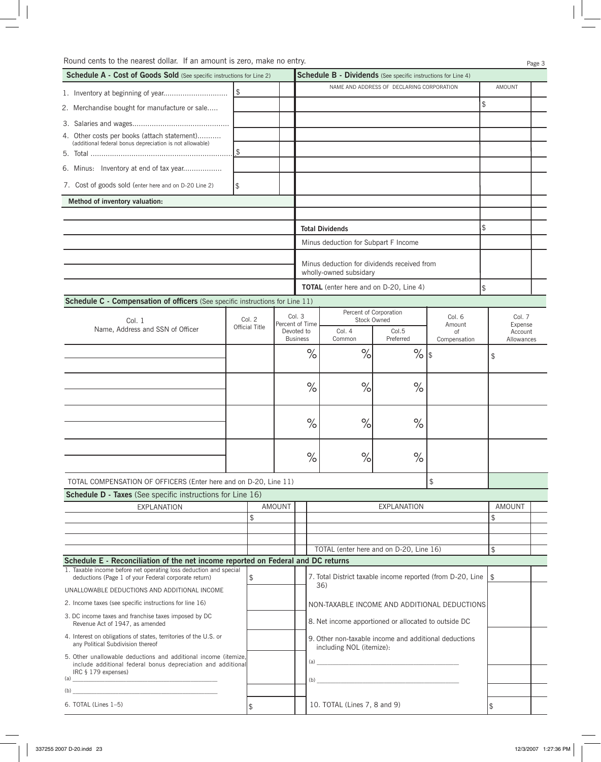Round cents to the nearest dollar. If an amount is zero, make no entry.

## Schedule A - Cost of Goods Sold (See specific instructions for Line 2)

| | | |
|---|---|---|
| 1. Inventory at beginning of year............................. | $ | |
| 2. Merchandise bought for manufacture or sale..... | | |
| 3. Salaries and wages............................................ | | |
| 4. Other costs per books (attach statement)........... (additional federal bonus depreciation is not allowable) | | |
| 5. Total .................................................................. | $ | |
| 6. Minus: Inventory at end of tax year.................. | | |
| 7. Cost of goods sold (enter here and on D-20 Line 2) | $ | |

**Method of inventory valuation:**

## Schedule B - Dividends (See specific instructions for Line 4)

| NAME AND ADDRESS OF DECLARING CORPORATION | AMOUNT | |
|---|---|---|
| | $ | |
| | | |
| | | |
| | | |
| | | |
| | | |
| | | |
| | | |
| **Total Dividends** | $ | |
| Minus deduction for Subpart F Income | | |
| Minus deduction for dividends received from wholly-owned subsidary | | |
| **TOTAL** (enter here and on D-20, Line 4) | $ | |

## Schedule C - Compensation of officers (See specific instructions for Line 11)

| Col. 1 Name, Address and SSN of Officer | Col. 2 Official Title | Col. 3 Percent of Time Devoted to Business | Percent of Corporation Stock Owned | | Col. 6 Amount of Compensation | Col. 7 Expense Account Allowances |
|---|---|---|---|---|---|---|
| | | | Col. 4 Common | Col.5 Preferred | | |
| | | % | % | % | $ | $ |
| | | % | % | % | | |
| | | % | % | % | | |
| | | % | % | % | | |
| TOTAL COMPENSATION OF OFFICERS (Enter here and on D-20, Line 11) | | | | | $ | |

## Schedule D - Taxes (See specific instructions for Line 16)

| EXPLANATION | AMOUNT | | EXPLANATION | AMOUNT | |
|---|---|---|---|---|---|
| | $ | | | $ | |
| | | | | | |
| | | | | | |
| | | | TOTAL (enter here and on D-20, Line 16) | $ | |

## Schedule E - Reconciliation of the net income reported on Federal and DC returns

| | | | | | |
|---|---|---|---|---|---|
| 1. Taxable income before net operating loss deduction and special deductions (Page 1 of your Federal corporate return) | $ | | 7. Total District taxable income reported (from D-20, Line 36) | $ | |
| UNALLOWABLE DEDUCTIONS AND ADDITIONAL INCOME | | | | | |
| 2. Income taxes (see specific instructions for line 16) | | | NON-TAXABLE INCOME AND ADDITIONAL DEDUCTIONS | | |
| 3. DC income taxes and franchise taxes imposed by DC Revenue Act of 1947, as amended | | | 8. Net income apportioned or allocated to outside DC | | |
| 4. Interest on obligations of states, territories of the U.S. or any Political Subdivision thereof | | | 9. Other non-taxable income and additional deductions including NOL (itemize): | | |
| 5. Other unallowable deductions and additional income (itemize, include additional federal bonus depreciation and additional IRC § 179 expenses) | | | (a) ______________________ | | |
| (a) ______________________ | | | (b) ______________________ | | |
| (b) ______________________ | | | | | |
| 6. TOTAL (Lines 1–5) | $ | | 10. TOTAL (Lines 7, 8 and 9) | $ | |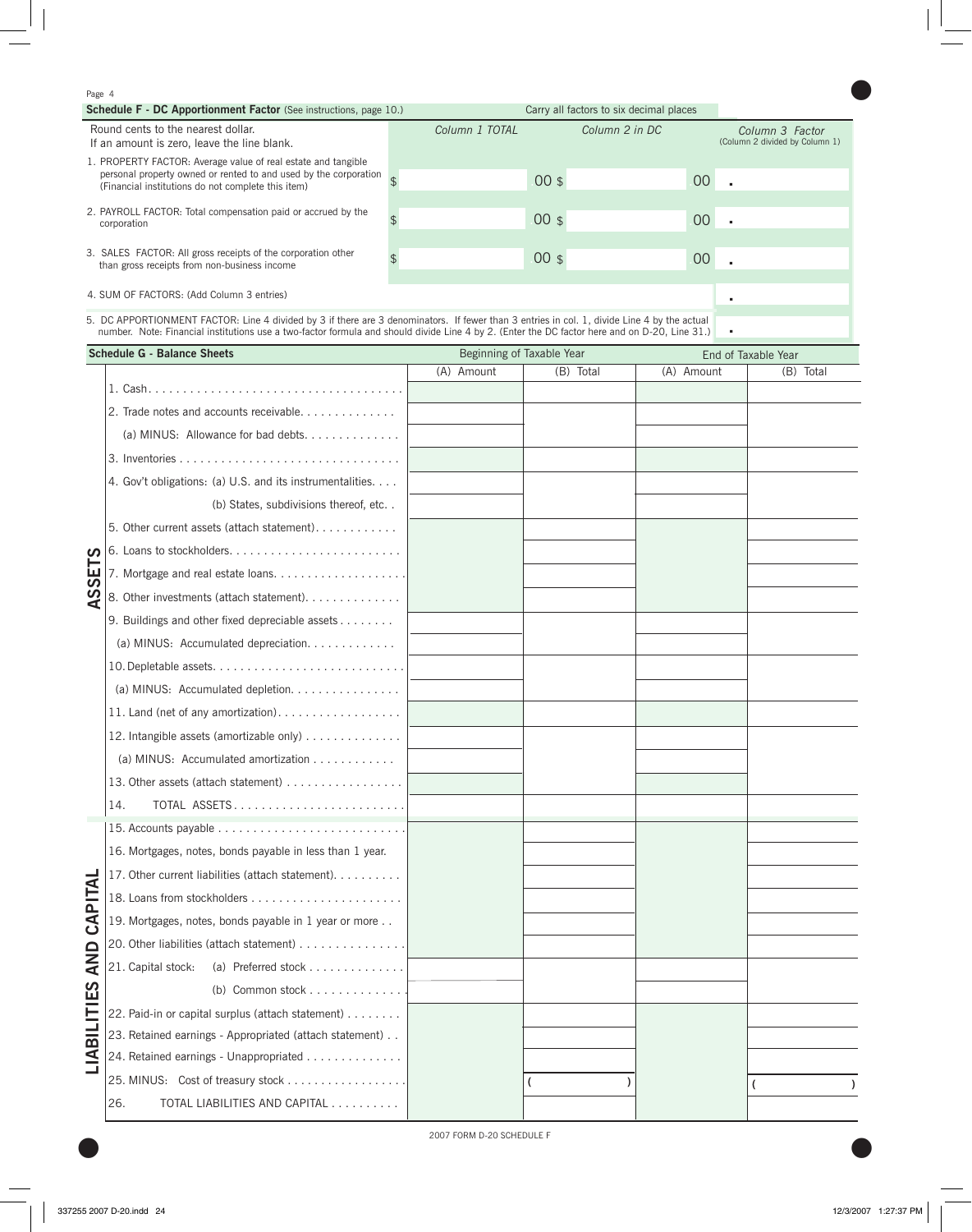## Schedule F - DC Apportionment Factor (See instructions, page 10.)

Carry all factors to six decimal places

Round cents to the nearest dollar.
If an amount is zero, leave the line blank.

| | Column 1 TOTAL | Column 2 in DC | Column 3 Factor (Column 2 divided by Column 1) |
|---|---|---|---|
| 1. PROPERTY FACTOR: Average value of real estate and tangible personal property owned or rented to and used by the corporation (Financial institutions do not complete this item) | $ 00 | $ 00 | . |
| 2. PAYROLL FACTOR: Total compensation paid or accrued by the corporation | $ 00 | $ 00 | . |
| 3. SALES FACTOR: All gross receipts of the corporation other than gross receipts from non-business income | $ 00 | $ 00 | . |
| 4. SUM OF FACTORS: (Add Column 3 entries) | | | . |
| 5. DC APPORTIONMENT FACTOR: Line 4 divided by 3 if there are 3 denominators. If fewer than 3 entries in col. 1, divide Line 4 by the actual number. Note: Financial institutions use a two-factor formula and should divide Line 4 by 2. (Enter the DC factor here and on D-20, Line 31.) | | | . |

## Schedule G - Balance Sheets

| | | Beginning of Taxable Year | | End of Taxable Year | |
|---|---|---|---|---|---|
| | | (A) Amount | (B) Total | (A) Amount | (B) Total |
| **ASSETS** | 1. Cash | | | | |
| | 2. Trade notes and accounts receivable | | | | |
| | (a) MINUS: Allowance for bad debts | | | | |
| | 3. Inventories | | | | |
| | 4. Gov't obligations: (a) U.S. and its instrumentalities | | | | |
| | (b) States, subdivisions thereof, etc. | | | | |
| | 5. Other current assets (attach statement) | | | | |
| | 6. Loans to stockholders | | | | |
| | 7. Mortgage and real estate loans | | | | |
| | 8. Other investments (attach statement) | | | | |
| | 9. Buildings and other fixed depreciable assets | | | | |
| | (a) MINUS: Accumulated depreciation | | | | |
| | 10. Depletable assets | | | | |
| | (a) MINUS: Accumulated depletion | | | | |
| | 11. Land (net of any amortization) | | | | |
| | 12. Intangible assets (amortizable only) | | | | |
| | (a) MINUS: Accumulated amortization | | | | |
| | 13. Other assets (attach statement) | | | | |
| | 14. TOTAL ASSETS | | | | |
| **LIABILITIES AND CAPITAL** | 15. Accounts payable | | | | |
| | 16. Mortgages, notes, bonds payable in less than 1 year. | | | | |
| | 17. Other current liabilities (attach statement) | | | | |
| | 18. Loans from stockholders | | | | |
| | 19. Mortgages, notes, bonds payable in 1 year or more | | | | |
| | 20. Other liabilities (attach statement) | | | | |
| | 21. Capital stock: (a) Preferred stock | | | | |
| | (b) Common stock | | | | |
| | 22. Paid-in or capital surplus (attach statement) | | | | |
| | 23. Retained earnings - Appropriated (attach statement) | | | | |
| | 24. Retained earnings - Unappropriated | | | | |
| | 25. MINUS: Cost of treasury stock | | ( ) | | ( ) |
| | 26. TOTAL LIABILITIES AND CAPITAL | | | | |

2007 FORM D-20 SCHEDULE F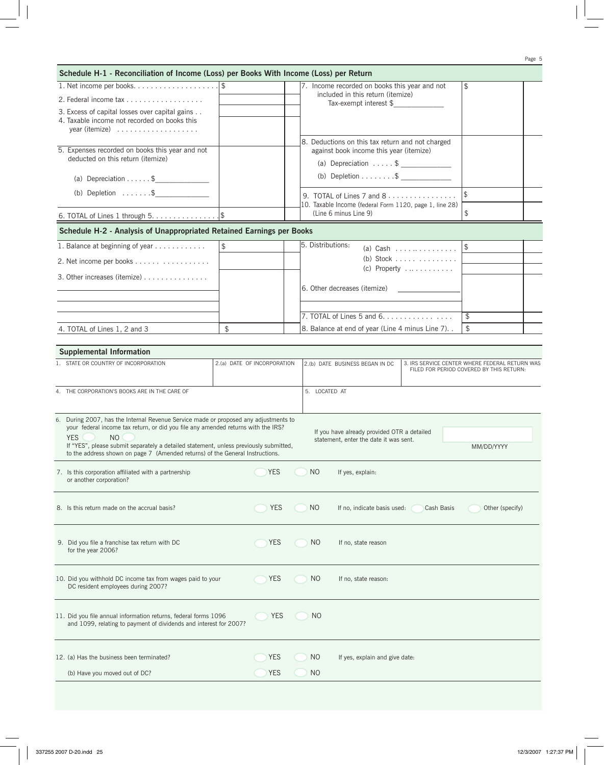## Schedule H-1 - Reconciliation of Income (Loss) per Books With Income (Loss) per Return

| | | | |
|---|---|---|---|
| 1. Net income per books. . . . . . . . . . . . . . . . . . . . | $ | 7. Income recorded on books this year and not included in this return (itemize) Tax-exempt interest $\_\_\_\_\_\_\_\_\_\_\_\_\_ | $ |
| 2. Federal income tax . . . . . . . . . . . . . . . . . . | | | |
| 3. Excess of capital losses over capital gains . . | | | |
| 4. Taxable income not recorded on books this year (itemize) . . . . . . . . . . . . . . . . . . . | | 8. Deductions on this tax return and not charged against book income this year (itemize) | |
| 5. Expenses recorded on books this year and not deducted on this return (itemize) | | (a) Depreciation . . . . . $ \_\_\_\_\_\_\_\_\_\_\_\_\_ | |
| (a) Depreciation . . . . . . $\_\_\_\_\_\_\_\_\_\_\_\_\_\_ | | (b) Depletion . . . . . . . .$ \_\_\_\_\_\_\_\_\_\_\_\_\_ | |
| (b) Depletion . . . . . . .$\_\_\_\_\_\_\_\_\_\_\_\_\_\_ | | 9. TOTAL of Lines 7 and 8 . . . . . . . . . . . . . . . . | $ |
| 6. TOTAL of Lines 1 through 5. . . . . . . . . . . . . . . . | $ | 10. Taxable Income (federal Form 1120, page 1, line 28) (Line 6 minus Line 9) | $ |

## Schedule H-2 - Analysis of Unappropriated Retained Earnings per Books

| | | | |
|---|---|---|---|
| 1. Balance at beginning of year . . . . . . . . . . . . | $ | 5. Distributions: (a) Cash . . . . . . . . . . . . . . . | $ |
| 2. Net income per books . . . . . . . . . . . . . . . . . | | (b) Stock . . . . . . . . . . . . . . . | |
| 3. Other increases (itemize) . . . . . . . . . . . . . . . | | (c) Property . . . . . . . . . . . . | |
| | | 6. Other decreases (itemize) \_\_\_\_\_\_\_\_\_\_\_\_\_\_\_ | |
| | | 7. TOTAL of Lines 5 and 6. . . . . . . . . . . . . . . . . . | $ |
| 4. TOTAL of Lines 1, 2 and 3 | $ | 8. Balance at end of year (Line 4 minus Line 7). . | $ |

## Supplemental Information

| 1. STATE OR COUNTRY OF INCORPORATION | 2.(a) DATE OF INCORPORATION | 2.(b) DATE BUSINESS BEGAN IN DC | 3. IRS SERVICE CENTER WHERE FEDERAL RETURN WAS FILED FOR PERIOD COVERED BY THIS RETURN: |
|---|---|---|---|
| | | | |

| 4. THE CORPORATION'S BOOKS ARE IN THE CARE OF | 5. LOCATED AT |
|---|---|
| | |

6. During 2007, has the Internal Revenue Service made or proposed any adjustments to your federal income tax return, or did you file any amended returns with the IRS?
YES ◯ NO ◯
If "YES", please submit separately a detailed statement, unless previously submitted, to the address shown on page 7 (Amended returns) of the General Instructions.

If you have already provided OTR a detailed statement, enter the date it was sent. MM/DD/YYYY

7. Is this corporation affiliated with a partnership or another corporation? ◯ YES ◯ NO If yes, explain:

8. Is this return made on the accrual basis? ◯ YES ◯ NO If no, indicate basis used: ◯ Cash Basis ◯ Other (specify)

9. Did you file a franchise tax return with DC for the year 2006? ◯ YES ◯ NO If no, state reason

10. Did you withhold DC income tax from wages paid to your DC resident employees during 2007? ◯ YES ◯ NO If no, state reason:

11. Did you file annual information returns, federal forms 1096 and 1099, relating to payment of dividends and interest for 2007? ◯ YES ◯ NO

12. (a) Has the business been terminated? ◯ YES ◯ NO If yes, explain and give date:

(b) Have you moved out of DC? ◯ YES ◯ NO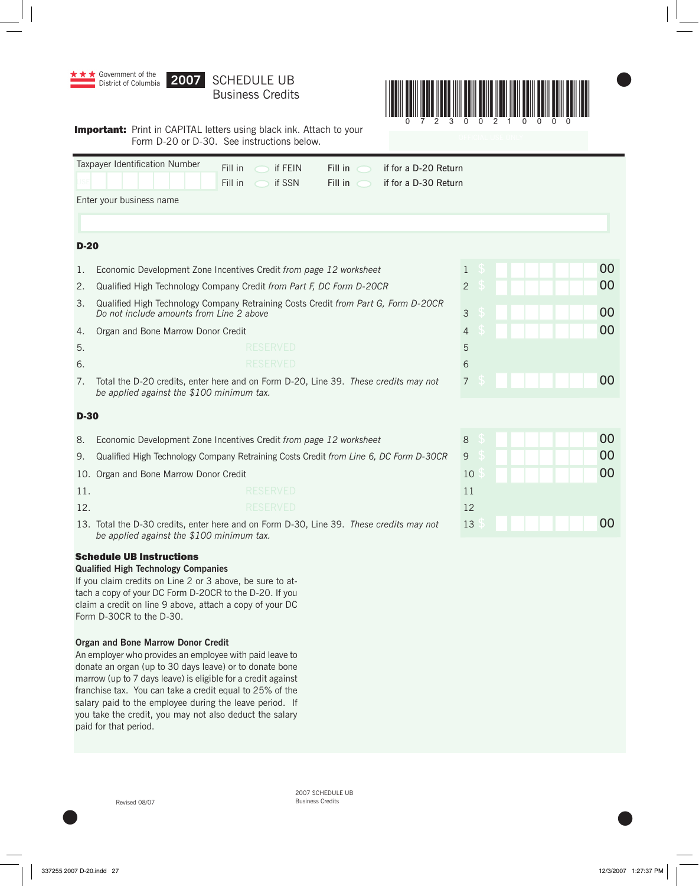Government of the District of Columbia

# 2007 SCHEDULE UB Business Credits

0 7 2 3 0 0 2 1 0 0 0 0

**Important:** Print in CAPITAL letters using black ink. Attach to your Form D-20 or D-30. See instructions below.

OFFICIAL USE ONLY

Taxpayer Identification Number — Fill in ◯ if FEIN — Fill in ◯ if SSN — Fill in ◯ if for a D-20 Return — Fill in ◯ if for a D-30 Return

Enter your business name

## D-20

| Line | Description | | Amount |
|---|---|---|---|
| 1. | Economic Development Zone Incentives Credit *from page 12 worksheet* | 1 | $ .00 |
| 2. | Qualified High Technology Company Credit *from Part F, DC Form D-20CR* | 2 | $ .00 |
| 3. | Qualified High Technology Company Retraining Costs Credit *from Part G, Form D-20CR Do not include amounts from Line 2 above* | 3 | $ .00 |
| 4. | Organ and Bone Marrow Donor Credit | 4 | $ .00 |
| 5. | RESERVED | 5 | |
| 6. | RESERVED | 6 | |
| 7. | Total the D-20 credits, enter here and on Form D-20, Line 39. *These credits may not be applied against the $100 minimum tax.* | 7 | $ .00 |

## D-30

| Line | Description | | Amount |
|---|---|---|---|
| 8. | Economic Development Zone Incentives Credit *from page 12 worksheet* | 8 | $ .00 |
| 9. | Qualified High Technology Company Retraining Costs Credit *from Line 6, DC Form D-30CR* | 9 | $ .00 |
| 10. | Organ and Bone Marrow Donor Credit | 10 | $ .00 |
| 11. | RESERVED | 11 | |
| 12. | RESERVED | 12 | |
| 13. | Total the D-30 credits, enter here and on Form D-30, Line 39. *These credits may not be applied against the $100 minimum tax.* | 13 | $ .00 |

## Schedule UB Instructions

**Qualified High Technology Companies**

If you claim credits on Line 2 or 3 above, be sure to attach a copy of your DC Form D-20CR to the D-20. If you claim a credit on line 9 above, attach a copy of your DC Form D-30CR to the D-30.

**Organ and Bone Marrow Donor Credit**

An employer who provides an employee with paid leave to donate an organ (up to 30 days leave) or to donate bone marrow (up to 7 days leave) is eligible for a credit against franchise tax. You can take a credit equal to 25% of the salary paid to the employee during the leave period. If you take the credit, you may not also deduct the salary paid for that period.

Revised 08/07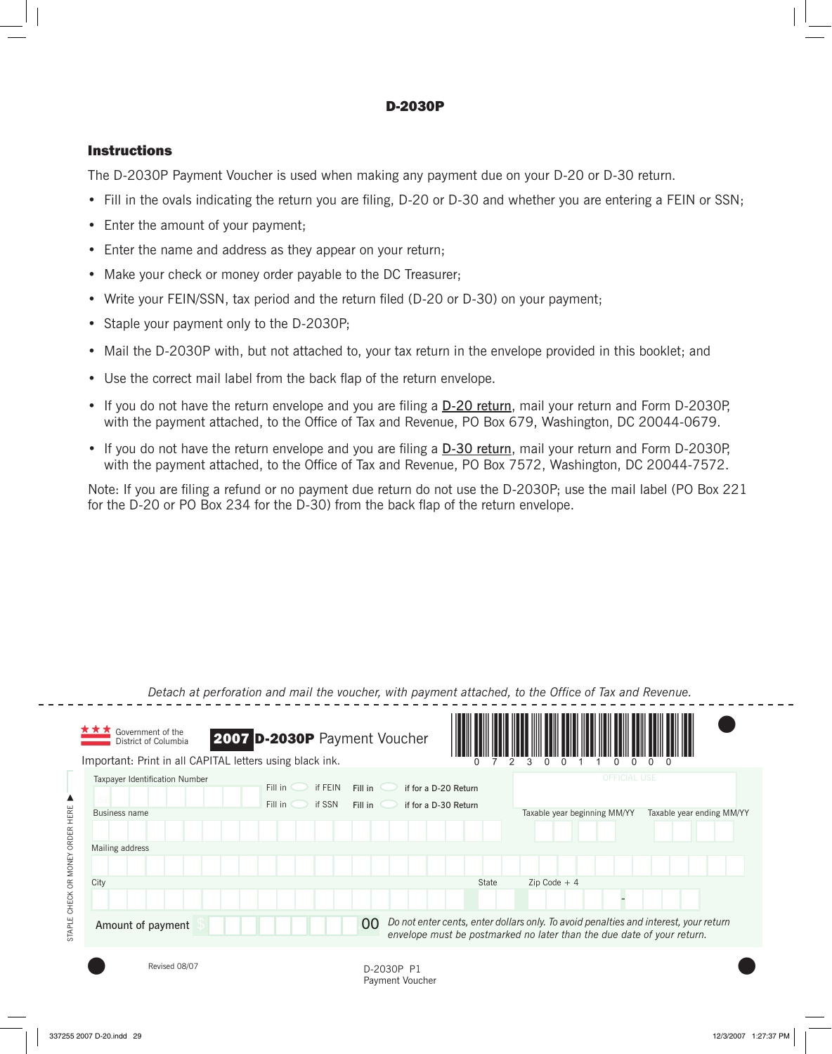# D-2030P

## Instructions

The D-2030P Payment Voucher is used when making any payment due on your D-20 or D-30 return.

- Fill in the ovals indicating the return you are filing, D-20 or D-30 and whether you are entering a FEIN or SSN;
- Enter the amount of your payment;
- Enter the name and address as they appear on your return;
- Make your check or money order payable to the DC Treasurer;
- Write your FEIN/SSN, tax period and the return filed (D-20 or D-30) on your payment;
- Staple your payment only to the D-2030P;
- Mail the D-2030P with, but not attached to, your tax return in the envelope provided in this booklet; and
- Use the correct mail label from the back flap of the return envelope.
- If you do not have the return envelope and you are filing a D-20 return, mail your return and Form D-2030P, with the payment attached, to the Office of Tax and Revenue, PO Box 679, Washington, DC 20044-0679.
- If you do not have the return envelope and you are filing a D-30 return, mail your return and Form D-2030P, with the payment attached, to the Office of Tax and Revenue, PO Box 7572, Washington, DC 20044-7572.

Note: If you are filing a refund or no payment due return do not use the D-2030P; use the mail label (PO Box 221 for the D-20 or PO Box 234 for the D-30) from the back flap of the return envelope.

*Detach at perforation and mail the voucher, with payment attached, to the Office of Tax and Revenue.*

---

Government of the District of Columbia

**2007 D-2030P** Payment Voucher

0 7 2 3 0 0 1 1 0 0 0 0

Important: Print in all CAPITAL letters using black ink.

STAPLE CHECK OR MONEY ORDER HERE

Taxpayer Identification Number

Fill in ◯ if FEIN    Fill in ◯ if for a D-20 Return

Fill in ◯ if SSN    Fill in ◯ if for a D-30 Return

OFFICIAL USE

Business name

Taxable year beginning MM/YY    Taxable year ending MM/YY

Mailing address

City    State    Zip Code + 4

Amount of payment $ .00

*Do not enter cents, enter dollars only. To avoid penalties and interest, your return envelope must be postmarked no later than the due date of your return.*

Revised 08/07

D-2030P P1
Payment Voucher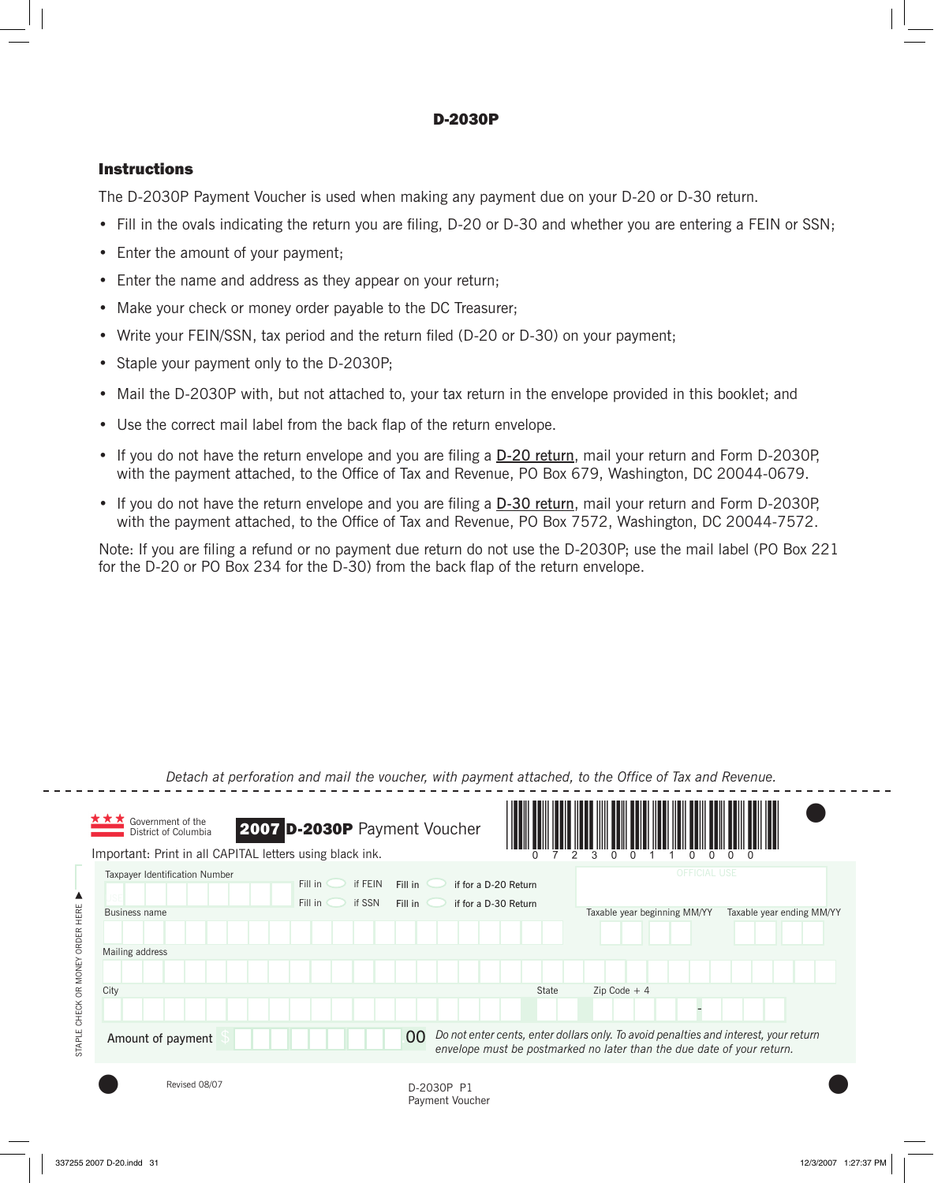**D-2030P**

## Instructions

The D-2030P Payment Voucher is used when making any payment due on your D-20 or D-30 return.

- Fill in the ovals indicating the return you are filing, D-20 or D-30 and whether you are entering a FEIN or SSN;
- Enter the amount of your payment;
- Enter the name and address as they appear on your return;
- Make your check or money order payable to the DC Treasurer;
- Write your FEIN/SSN, tax period and the return filed (D-20 or D-30) on your payment;
- Staple your payment only to the D-2030P;
- Mail the D-2030P with, but not attached to, your tax return in the envelope provided in this booklet; and
- Use the correct mail label from the back flap of the return envelope.
- If you do not have the return envelope and you are filing a D-20 return, mail your return and Form D-2030P, with the payment attached, to the Office of Tax and Revenue, PO Box 679, Washington, DC 20044-0679.
- If you do not have the return envelope and you are filing a D-30 return, mail your return and Form D-2030P, with the payment attached, to the Office of Tax and Revenue, PO Box 7572, Washington, DC 20044-7572.

Note: If you are filing a refund or no payment due return do not use the D-2030P; use the mail label (PO Box 221 for the D-20 or PO Box 234 for the D-30) from the back flap of the return envelope.

*Detach at perforation and mail the voucher, with payment attached, to the Office of Tax and Revenue.*

---

Government of the District of Columbia

**2007 D-2030P** Payment Voucher

0 7 2 3 0 0 1 1 0 0 0 0

Important: Print in all CAPITAL letters using black ink.

STAPLE CHECK OR MONEY ORDER HERE

Taxpayer Identification Number

Fill in ◯ if FEIN

Fill in ◯ if SSN

Fill in ◯ if for a D-20 Return

Fill in ◯ if for a D-30 Return

OFFICIAL USE

Business name

Taxable year beginning MM/YY

Taxable year ending MM/YY

Mailing address

City

State

Zip Code + 4

Amount of payment $ .00

*Do not enter cents, enter dollars only. To avoid penalties and interest, your return envelope must be postmarked no later than the due date of your return.*

Revised 08/07

D-2030P P1
Payment Voucher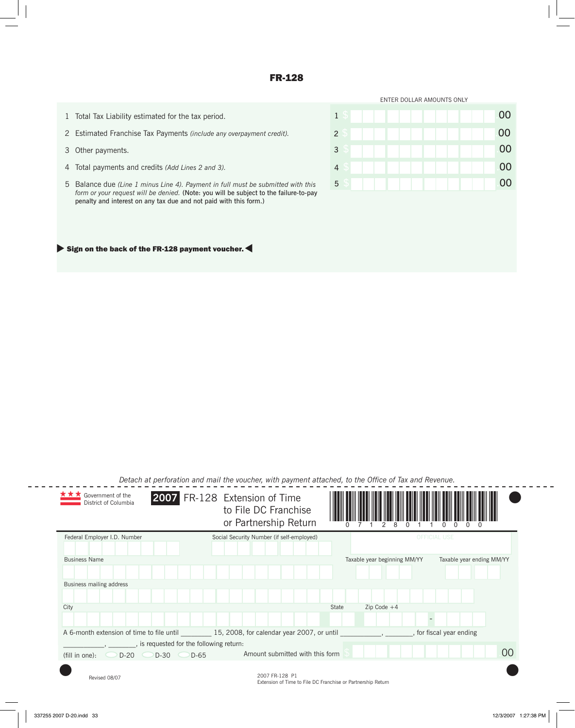# FR-128

ENTER DOLLAR AMOUNTS ONLY

| Line | Description | Amount |
|---|---|---|
| 1 | Total Tax Liability estimated for the tax period. | 1 $ .00 |
| 2 | Estimated Franchise Tax Payments *(include any overpayment credit).* | 2 $ .00 |
| 3 | Other payments. | 3 $ .00 |
| 4 | Total payments and credits *(Add Lines 2 and 3).* | 4 $ .00 |
| 5 | Balance due *(Line 1 minus Line 4). Payment in full must be submitted with this form or your request will be denied.* (Note: you will be subject to the failure-to-pay penalty and interest on any tax due and not paid with this form.) | 5 $ .00 |

▶ **Sign on the back of the FR-128 payment voucher.** ◀

*Detach at perforation and mail the voucher, with payment attached, to the Office of Tax and Revenue.*

---

Government of the District of Columbia

**2007** FR-128 Extension of Time to File DC Franchise or Partnership Return

0 7 1 2 8 0 1 1 0 0 0 0

Federal Employer I.D. Number

Social Security Number (if self-employed)

OFFICIAL USE

Business Name

Taxable year beginning MM/YY

Taxable year ending MM/YY

Business mailing address

City

State

Zip Code +4

A 6-month extension of time to file until ________ 15, 2008, for calendar year 2007, or until ___________, _______, for fiscal year ending ___________, _______, is requested for the following return:

(fill in one): ◯ D-20 ◯ D-30 ◯ D-65

Amount submitted with this form $ .00

Revised 08/07

2007 FR-128 P1
Extension of Time to File DC Franchise or Partnership Return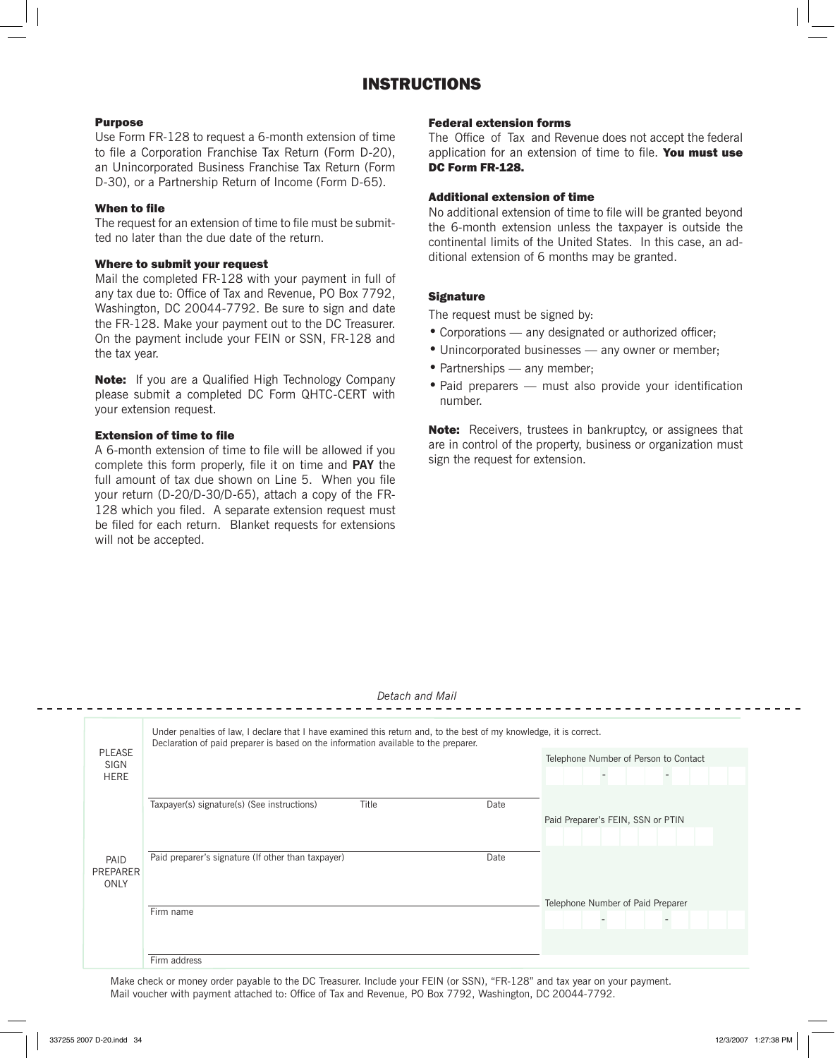# INSTRUCTIONS

### Purpose

Use Form FR-128 to request a 6-month extension of time to file a Corporation Franchise Tax Return (Form D-20), an Unincorporated Business Franchise Tax Return (Form D-30), or a Partnership Return of Income (Form D-65).

### When to file

The request for an extension of time to file must be submitted no later than the due date of the return.

### Where to submit your request

Mail the completed FR-128 with your payment in full of any tax due to: Office of Tax and Revenue, PO Box 7792, Washington, DC 20044-7792. Be sure to sign and date the FR-128. Make your payment out to the DC Treasurer. On the payment include your FEIN or SSN, FR-128 and the tax year.

**Note:** If you are a Qualified High Technology Company please submit a completed DC Form QHTC-CERT with your extension request.

### Extension of time to file

A 6-month extension of time to file will be allowed if you complete this form properly, file it on time and **PAY** the full amount of tax due shown on Line 5. When you file your return (D-20/D-30/D-65), attach a copy of the FR-128 which you filed. A separate extension request must be filed for each return. Blanket requests for extensions will not be accepted.

### Federal extension forms

The Office of Tax and Revenue does not accept the federal application for an extension of time to file. **You must use DC Form FR-128.**

### Additional extension of time

No additional extension of time to file will be granted beyond the 6-month extension unless the taxpayer is outside the continental limits of the United States. In this case, an additional extension of 6 months may be granted.

### Signature

The request must be signed by:

- Corporations — any designated or authorized officer;
- Unincorporated businesses — any owner or member;
- Partnerships — any member;
- Paid preparers — must also provide your identification number.

**Note:** Receivers, trustees in bankruptcy, or assignees that are in control of the property, business or organization must sign the request for extension.

*Detach and Mail*

Under penalties of law, I declare that I have examined this return and, to the best of my knowledge, it is correct. Declaration of paid preparer is based on the information available to the preparer.

PLEASE SIGN HERE

Taxpayer(s) signature(s) (See instructions) | Title | Date

Telephone Number of Person to Contact

Paid Preparer's FEIN, SSN or PTIN

PAID PREPARER ONLY

Paid preparer's signature (If other than taxpayer) | Date

Firm name

Telephone Number of Paid Preparer

Firm address

Make check or money order payable to the DC Treasurer. Include your FEIN (or SSN), "FR-128" and tax year on your payment.
Mail voucher with payment attached to: Office of Tax and Revenue, PO Box 7792, Washington, DC 20044-7792.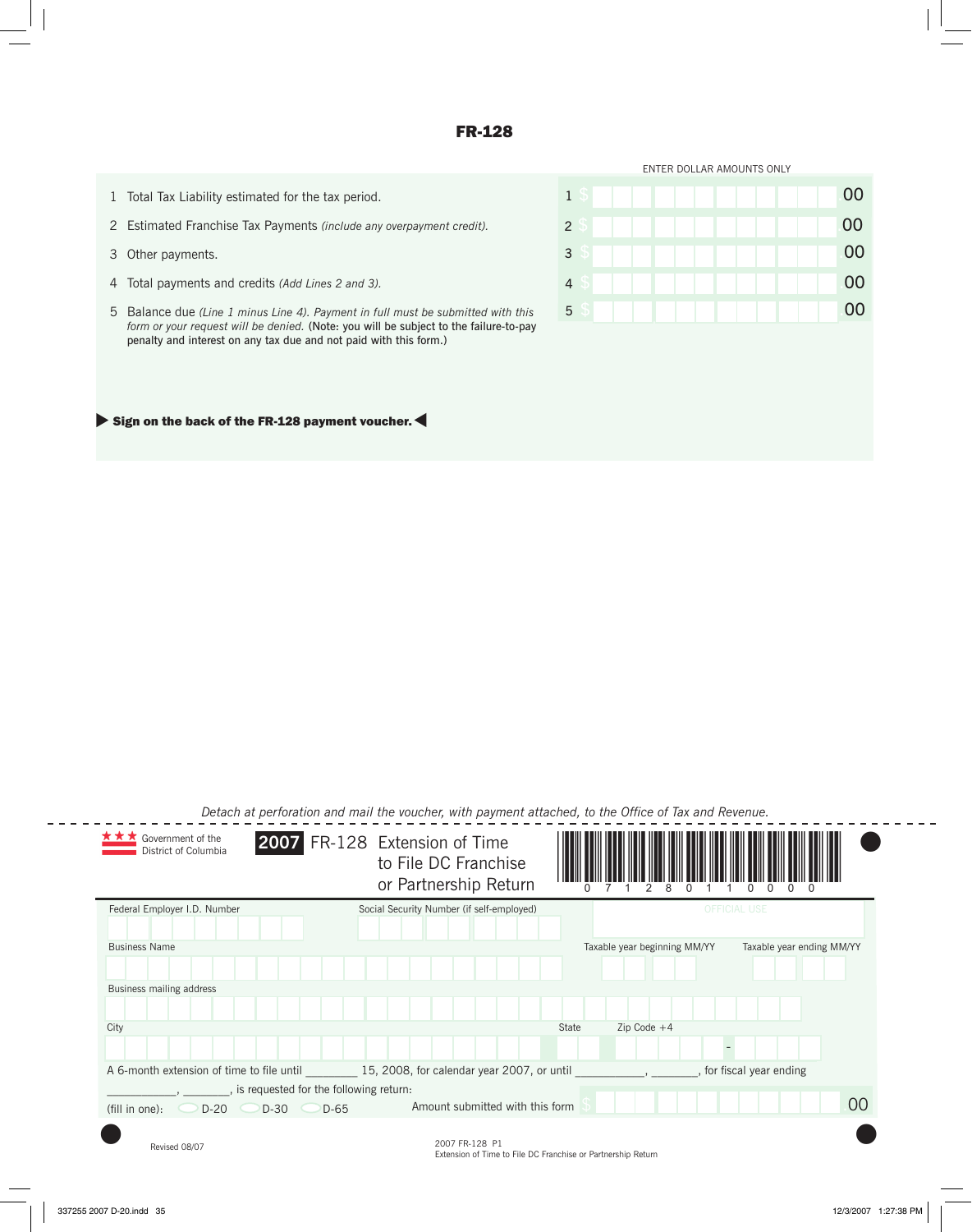# FR-128

ENTER DOLLAR AMOUNTS ONLY

| Line | Description | Amount |
|---|---|---|
| 1 | Total Tax Liability estimated for the tax period. | 1 $ .00 |
| 2 | Estimated Franchise Tax Payments *(include any overpayment credit).* | 2 $ .00 |
| 3 | Other payments. | 3 $ .00 |
| 4 | Total payments and credits *(Add Lines 2 and 3).* | 4 $ .00 |
| 5 | Balance due *(Line 1 minus Line 4). Payment in full must be submitted with this form or your request will be denied.* (Note: you will be subject to the failure-to-pay penalty and interest on any tax due and not paid with this form.) | 5 $ .00 |

**▶ Sign on the back of the FR-128 payment voucher. ◀**

*Detach at perforation and mail the voucher, with payment attached, to the Office of Tax and Revenue.*

---

Government of the District of Columbia

## 2007 FR-128 Extension of Time to File DC Franchise or Partnership Return

0 7 1 2 8 0 1 1 0 0 0 0

Federal Employer I.D. Number

Social Security Number (if self-employed)

OFFICIAL USE

Business Name

Taxable year beginning MM/YY

Taxable year ending MM/YY

Business mailing address

City

State

Zip Code +4

A 6-month extension of time to file until ________ 15, 2008, for calendar year 2007, or until ___________, _______, for fiscal year ending ___________, _______, is requested for the following return:

(fill in one): ○ D-20 ○ D-30 ○ D-65

Amount submitted with this form $ .00

Revised 08/07

2007 FR-128 P1
Extension of Time to File DC Franchise or Partnership Return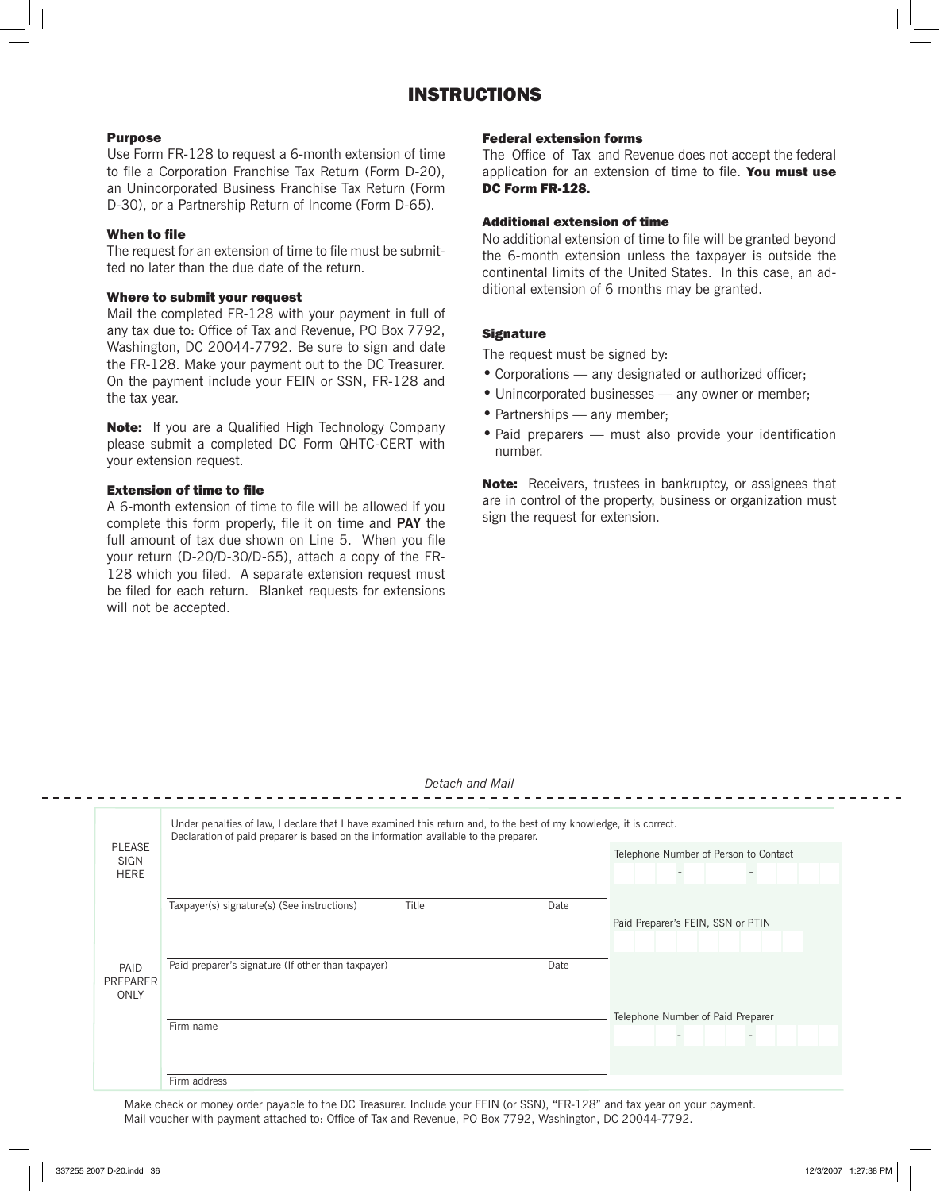# INSTRUCTIONS

### Purpose

Use Form FR-128 to request a 6-month extension of time to file a Corporation Franchise Tax Return (Form D-20), an Unincorporated Business Franchise Tax Return (Form D-30), or a Partnership Return of Income (Form D-65).

### When to file

The request for an extension of time to file must be submitted no later than the due date of the return.

### Where to submit your request

Mail the completed FR-128 with your payment in full of any tax due to: Office of Tax and Revenue, PO Box 7792, Washington, DC 20044-7792. Be sure to sign and date the FR-128. Make your payment out to the DC Treasurer. On the payment include your FEIN or SSN, FR-128 and the tax year.

**Note:** If you are a Qualified High Technology Company please submit a completed DC Form QHTC-CERT with your extension request.

### Extension of time to file

A 6-month extension of time to file will be allowed if you complete this form properly, file it on time and **PAY** the full amount of tax due shown on Line 5. When you file your return (D-20/D-30/D-65), attach a copy of the FR-128 which you filed. A separate extension request must be filed for each return. Blanket requests for extensions will not be accepted.

### Federal extension forms

The Office of Tax and Revenue does not accept the federal application for an extension of time to file. **You must use DC Form FR-128.**

### Additional extension of time

No additional extension of time to file will be granted beyond the 6-month extension unless the taxpayer is outside the continental limits of the United States. In this case, an additional extension of 6 months may be granted.

### Signature

The request must be signed by:

- Corporations — any designated or authorized officer;
- Unincorporated businesses — any owner or member;
- Partnerships — any member;
- Paid preparers — must also provide your identification number.

**Note:** Receivers, trustees in bankruptcy, or assignees that are in control of the property, business or organization must sign the request for extension.

*Detach and Mail*

---

PLEASE SIGN HERE

Under penalties of law, I declare that I have examined this return and, to the best of my knowledge, it is correct. Declaration of paid preparer is based on the information available to the preparer.

Taxpayer(s) signature(s) (See instructions) &nbsp;&nbsp; Title &nbsp;&nbsp; Date

Telephone Number of Person to Contact &nbsp; \_\_\_ - \_\_\_ - \_\_\_\_

PAID PREPARER ONLY

Paid preparer's signature (If other than taxpayer) &nbsp;&nbsp; Date

Paid Preparer's FEIN, SSN or PTIN

Firm name

Telephone Number of Paid Preparer &nbsp; \_\_\_ - \_\_\_ - \_\_\_\_

Firm address

Make check or money order payable to the DC Treasurer. Include your FEIN (or SSN), "FR-128" and tax year on your payment.
Mail voucher with payment attached to: Office of Tax and Revenue, PO Box 7792, Washington, DC 20044-7792.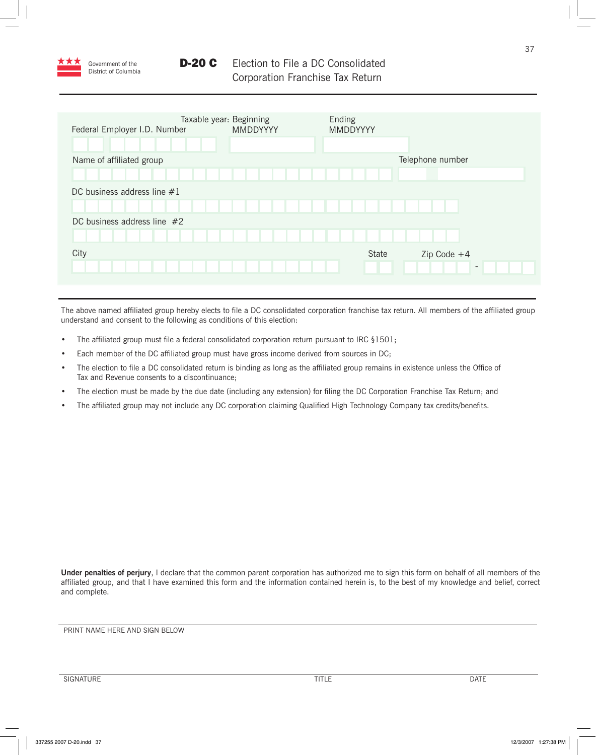Government of the District of Columbia

# D-20 C Election to File a DC Consolidated Corporation Franchise Tax Return

Federal Employer I.D. Number

Taxable year: Beginning MMDDYYYY

Ending MMDDYYYY

Name of affiliated group

Telephone number

DC business address line #1

DC business address line #2

City

State

Zip Code +4

---

The above named affiliated group hereby elects to file a DC consolidated corporation franchise tax return. All members of the affiliated group understand and consent to the following as conditions of this election:

- The affiliated group must file a federal consolidated corporation return pursuant to IRC §1501;
- Each member of the DC affiliated group must have gross income derived from sources in DC;
- The election to file a DC consolidated return is binding as long as the affiliated group remains in existence unless the Office of Tax and Revenue consents to a discontinuance;
- The election must be made by the due date (including any extension) for filing the DC Corporation Franchise Tax Return; and
- The affiliated group may not include any DC corporation claiming Qualified High Technology Company tax credits/benefits.

**Under penalties of perjury**, I declare that the common parent corporation has authorized me to sign this form on behalf of all members of the affiliated group, and that I have examined this form and the information contained herein is, to the best of my knowledge and belief, correct and complete.

PRINT NAME HERE AND SIGN BELOW

SIGNATURE TITLE DATE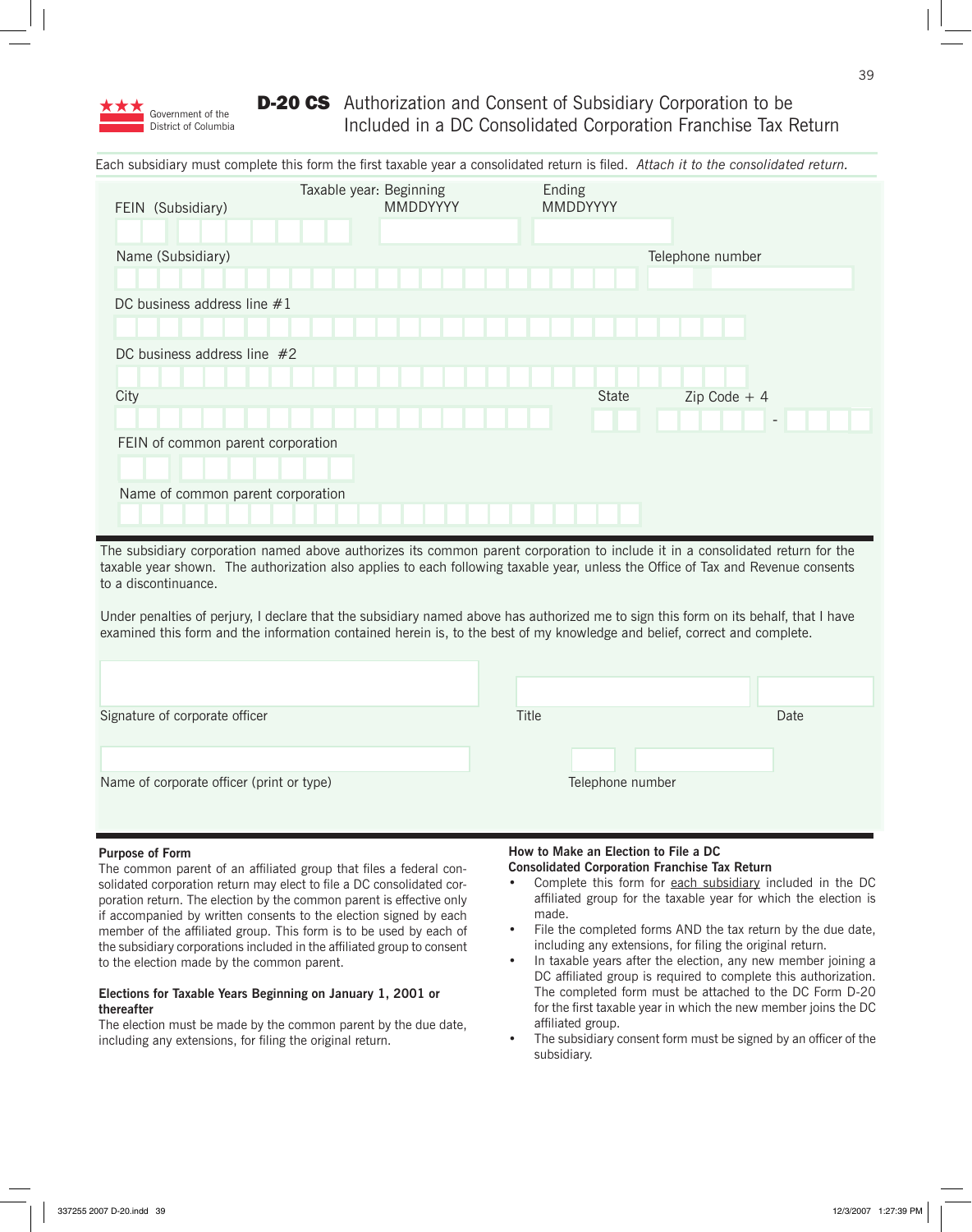Government of the District of Columbia

# D-20 CS Authorization and Consent of Subsidiary Corporation to be Included in a DC Consolidated Corporation Franchise Tax Return

Each subsidiary must complete this form the first taxable year a consolidated return is filed. *Attach it to the consolidated return.*

FEIN (Subsidiary)

Taxable year: Beginning MMDDYYYY

Ending MMDDYYYY

Name (Subsidiary)

Telephone number

DC business address line #1

DC business address line #2

City

State

Zip Code + 4

FEIN of common parent corporation

Name of common parent corporation

The subsidiary corporation named above authorizes its common parent corporation to include it in a consolidated return for the taxable year shown. The authorization also applies to each following taxable year, unless the Office of Tax and Revenue consents to a discontinuance.

Under penalties of perjury, I declare that the subsidiary named above has authorized me to sign this form on its behalf, that I have examined this form and the information contained herein is, to the best of my knowledge and belief, correct and complete.

Signature of corporate officer

Title

Date

Name of corporate officer (print or type)

Telephone number

**Purpose of Form**

The common parent of an affiliated group that files a federal consolidated corporation return may elect to file a DC consolidated corporation return. The election by the common parent is effective only if accompanied by written consents to the election signed by each member of the affiliated group. This form is to be used by each of the subsidiary corporations included in the affiliated group to consent to the election made by the common parent.

**Elections for Taxable Years Beginning on January 1, 2001 or thereafter**

The election must be made by the common parent by the due date, including any extensions, for filing the original return.

**How to Make an Election to File a DC Consolidated Corporation Franchise Tax Return**

- Complete this form for each subsidiary included in the DC affiliated group for the taxable year for which the election is made.
- File the completed forms AND the tax return by the due date, including any extensions, for filing the original return.
- In taxable years after the election, any new member joining a DC affiliated group is required to complete this authorization. The completed form must be attached to the DC Form D-20 for the first taxable year in which the new member joins the DC affiliated group.
- The subsidiary consent form must be signed by an officer of the subsidiary.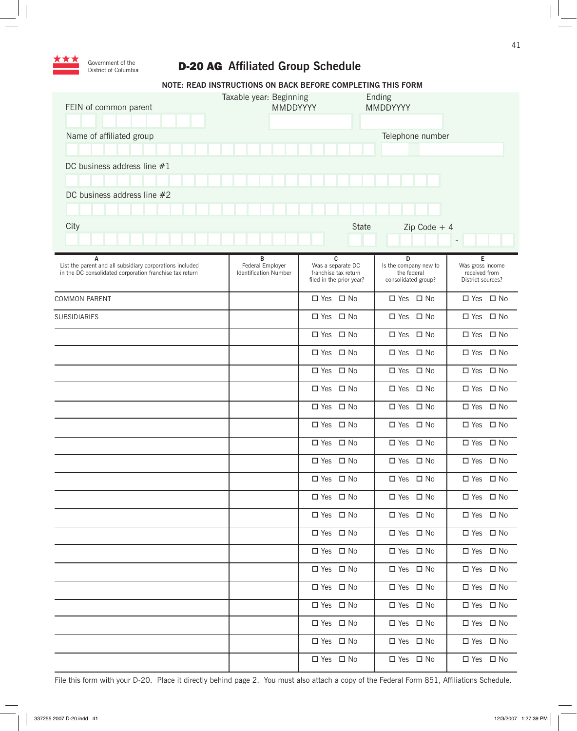Government of the District of Columbia

# D-20 AG Affiliated Group Schedule

**NOTE: READ INSTRUCTIONS ON BACK BEFORE COMPLETING THIS FORM**

FEIN of common parent

Taxable year: Beginning MMDDYYYY Ending MMDDYYYY

Name of affiliated group

Telephone number

DC business address line #1

DC business address line #2

City

State

Zip Code + 4

| A<br>List the parent and all subsidiary corporations included in the DC consolidated corporation franchise tax return | B<br>Federal Employer Identification Number | C<br>Was a separate DC franchise tax return filed in the prior year? | D<br>Is the company new to the federal consolidated group? | E<br>Was gross income received from District sources? |
|---|---|---|---|---|
| COMMON PARENT | | ☐ Yes ☐ No | ☐ Yes ☐ No | ☐ Yes ☐ No |
| SUBSIDIARIES | | ☐ Yes ☐ No | ☐ Yes ☐ No | ☐ Yes ☐ No |
| | | ☐ Yes ☐ No | ☐ Yes ☐ No | ☐ Yes ☐ No |
| | | ☐ Yes ☐ No | ☐ Yes ☐ No | ☐ Yes ☐ No |
| | | ☐ Yes ☐ No | ☐ Yes ☐ No | ☐ Yes ☐ No |
| | | ☐ Yes ☐ No | ☐ Yes ☐ No | ☐ Yes ☐ No |
| | | ☐ Yes ☐ No | ☐ Yes ☐ No | ☐ Yes ☐ No |
| | | ☐ Yes ☐ No | ☐ Yes ☐ No | ☐ Yes ☐ No |
| | | ☐ Yes ☐ No | ☐ Yes ☐ No | ☐ Yes ☐ No |
| | | ☐ Yes ☐ No | ☐ Yes ☐ No | ☐ Yes ☐ No |
| | | ☐ Yes ☐ No | ☐ Yes ☐ No | ☐ Yes ☐ No |
| | | ☐ Yes ☐ No | ☐ Yes ☐ No | ☐ Yes ☐ No |
| | | ☐ Yes ☐ No | ☐ Yes ☐ No | ☐ Yes ☐ No |
| | | ☐ Yes ☐ No | ☐ Yes ☐ No | ☐ Yes ☐ No |
| | | ☐ Yes ☐ No | ☐ Yes ☐ No | ☐ Yes ☐ No |
| | | ☐ Yes ☐ No | ☐ Yes ☐ No | ☐ Yes ☐ No |
| | | ☐ Yes ☐ No | ☐ Yes ☐ No | ☐ Yes ☐ No |
| | | ☐ Yes ☐ No | ☐ Yes ☐ No | ☐ Yes ☐ No |
| | | ☐ Yes ☐ No | ☐ Yes ☐ No | ☐ Yes ☐ No |
| | | ☐ Yes ☐ No | ☐ Yes ☐ No | ☐ Yes ☐ No |
| | | ☐ Yes ☐ No | ☐ Yes ☐ No | ☐ Yes ☐ No |

File this form with your D-20. Place it directly behind page 2. You must also attach a copy of the Federal Form 851, Affiliations Schedule.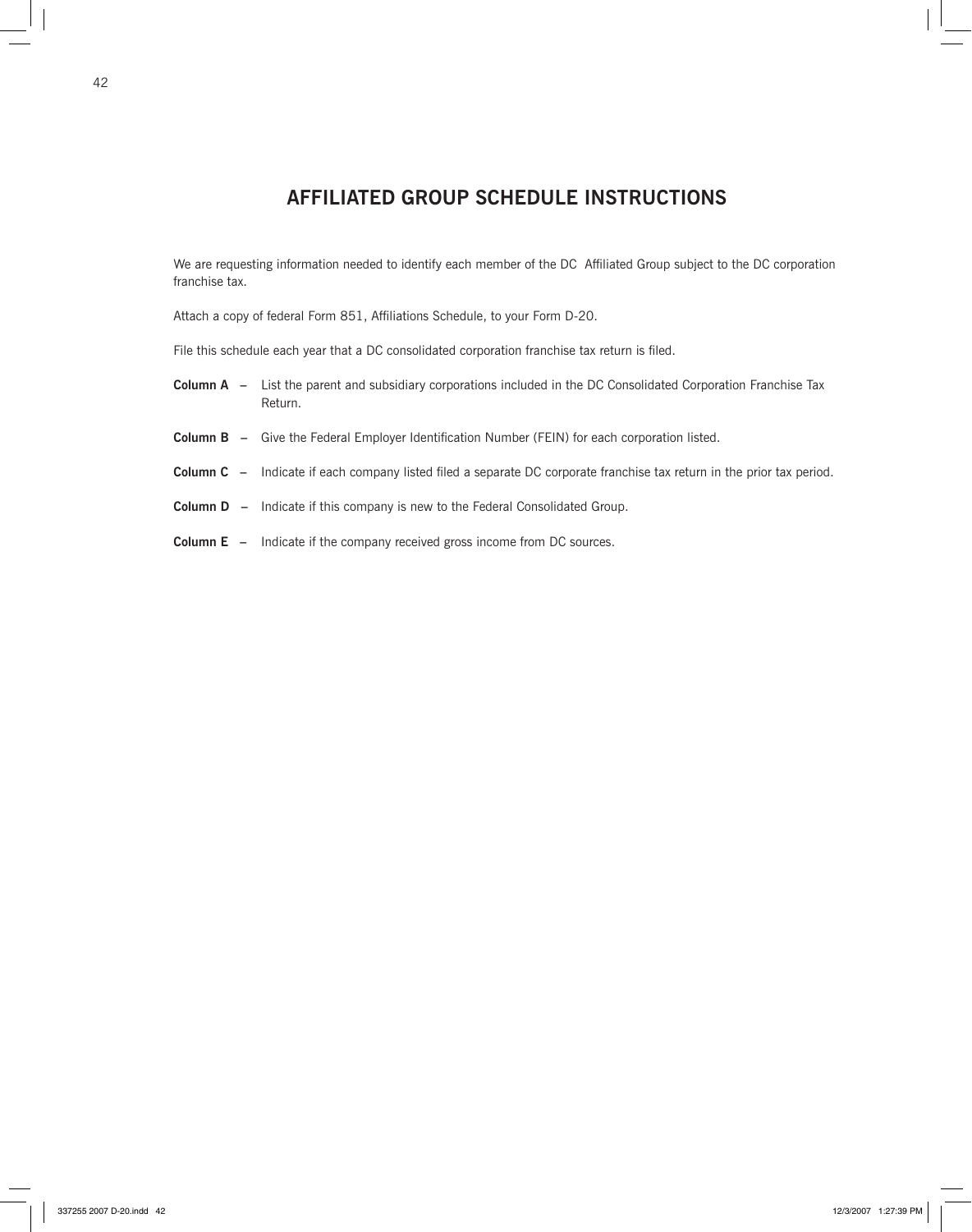# AFFILIATED GROUP SCHEDULE INSTRUCTIONS

We are requesting information needed to identify each member of the DC Affiliated Group subject to the DC corporation franchise tax.

Attach a copy of federal Form 851, Affiliations Schedule, to your Form D-20.

File this schedule each year that a DC consolidated corporation franchise tax return is filed.

**Column A** – List the parent and subsidiary corporations included in the DC Consolidated Corporation Franchise Tax Return.

**Column B** – Give the Federal Employer Identification Number (FEIN) for each corporation listed.

**Column C** – Indicate if each company listed filed a separate DC corporate franchise tax return in the prior tax period.

**Column D** – Indicate if this company is new to the Federal Consolidated Group.

**Column E** – Indicate if the company received gross income from DC sources.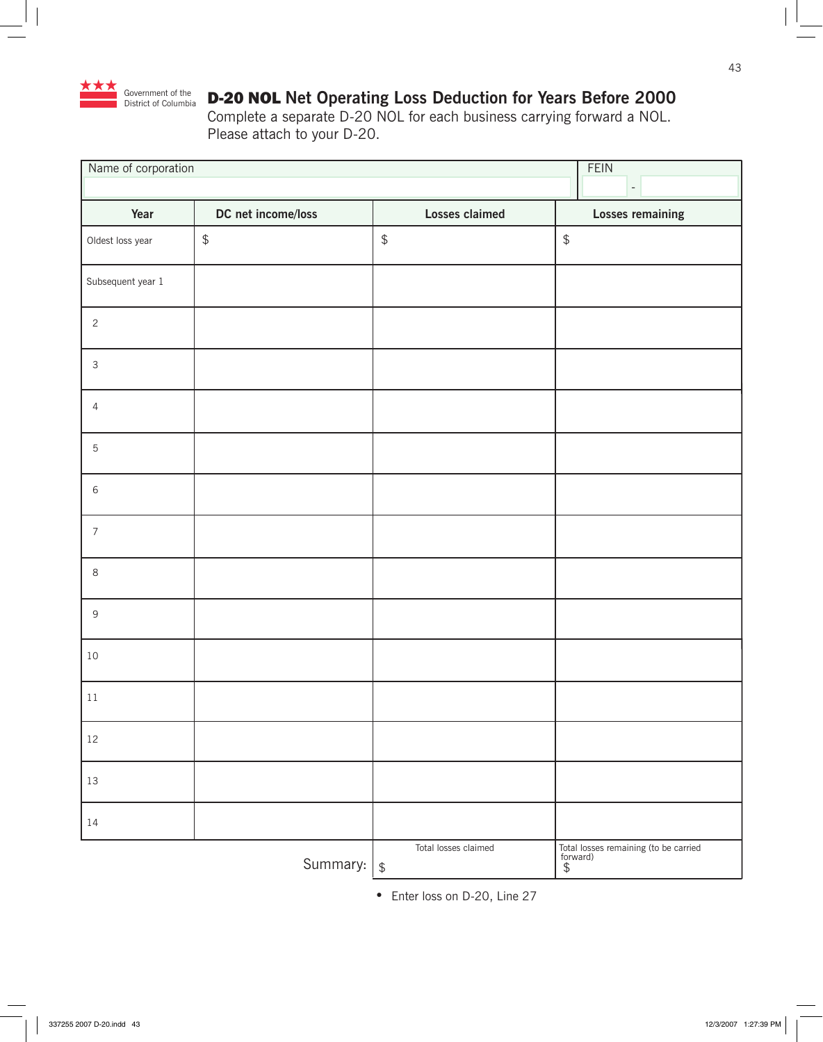Government of the District of Columbia

# D-20 NOL Net Operating Loss Deduction for Years Before 2000

Complete a separate D-20 NOL for each business carrying forward a NOL. Please attach to your D-20.

| Name of corporation | FEIN |
|---|---|
| | - |

| Year | DC net income/loss | Losses claimed | Losses remaining |
|---|---|---|---|
| Oldest loss year | $ | $ | $ |
| Subsequent year 1 | | | |
| 2 | | | |
| 3 | | | |
| 4 | | | |
| 5 | | | |
| 6 | | | |
| 7 | | | |
| 8 | | | |
| 9 | | | |
| 10 | | | |
| 11 | | | |
| 12 | | | |
| 13 | | | |
| 14 | | | |
| | Summary: | Total losses claimed $ | Total losses remaining (to be carried forward) $ |

- Enter loss on D-20, Line 27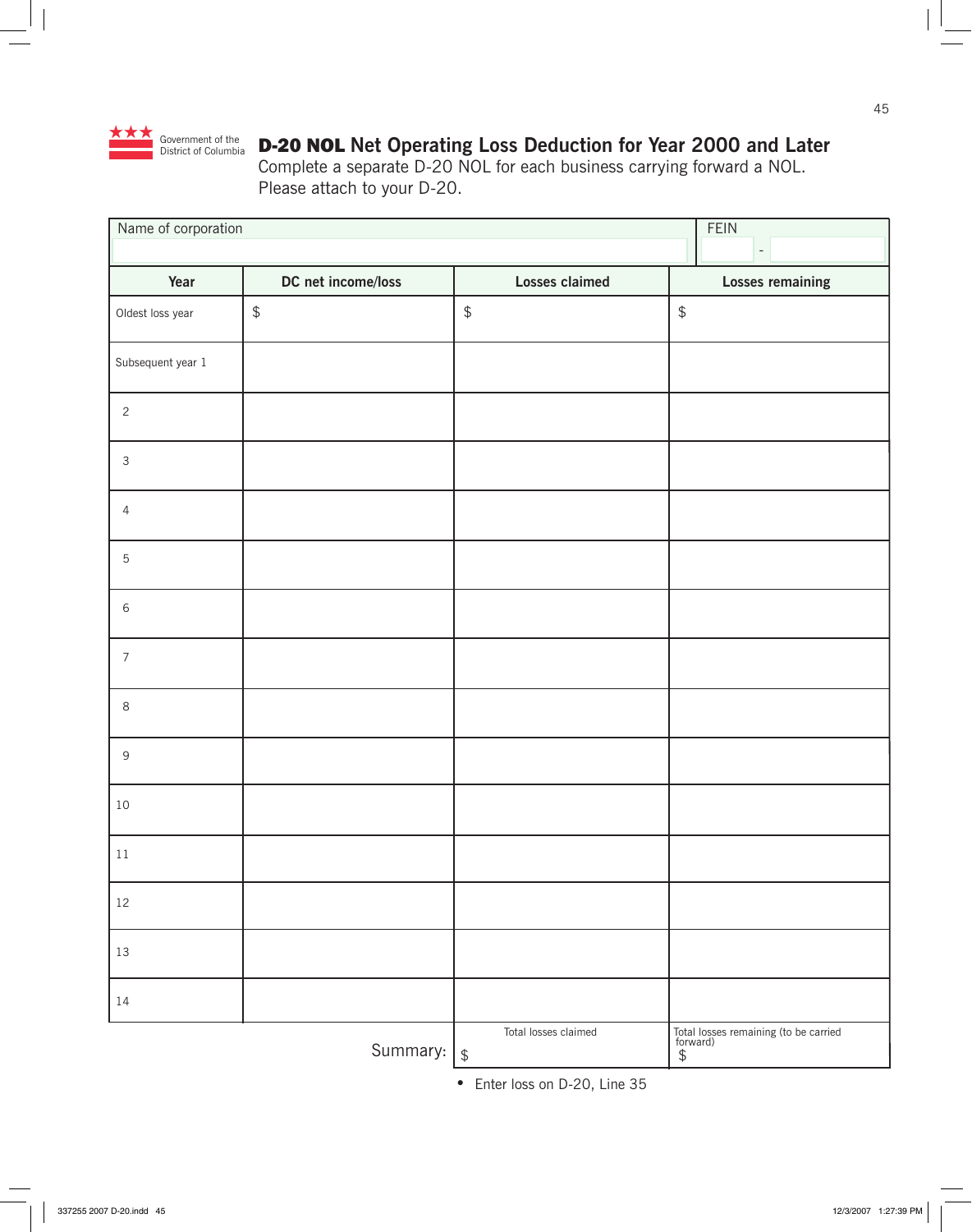Government of the District of Columbia

# D-20 NOL Net Operating Loss Deduction for Year 2000 and Later

Complete a separate D-20 NOL for each business carrying forward a NOL.
Please attach to your D-20.

| Name of corporation | | | FEIN - |
|---|---|---|---|
| **Year** | **DC net income/loss** | **Losses claimed** | **Losses remaining** |
| Oldest loss year | $ | $ | $ |
| Subsequent year 1 | | | |
| 2 | | | |
| 3 | | | |
| 4 | | | |
| 5 | | | |
| 6 | | | |
| 7 | | | |
| 8 | | | |
| 9 | | | |
| 10 | | | |
| 11 | | | |
| 12 | | | |
| 13 | | | |
| 14 | | | |
| | Summary: | Total losses claimed $ | Total losses remaining (to be carried forward) $ |

- Enter loss on D-20, Line 35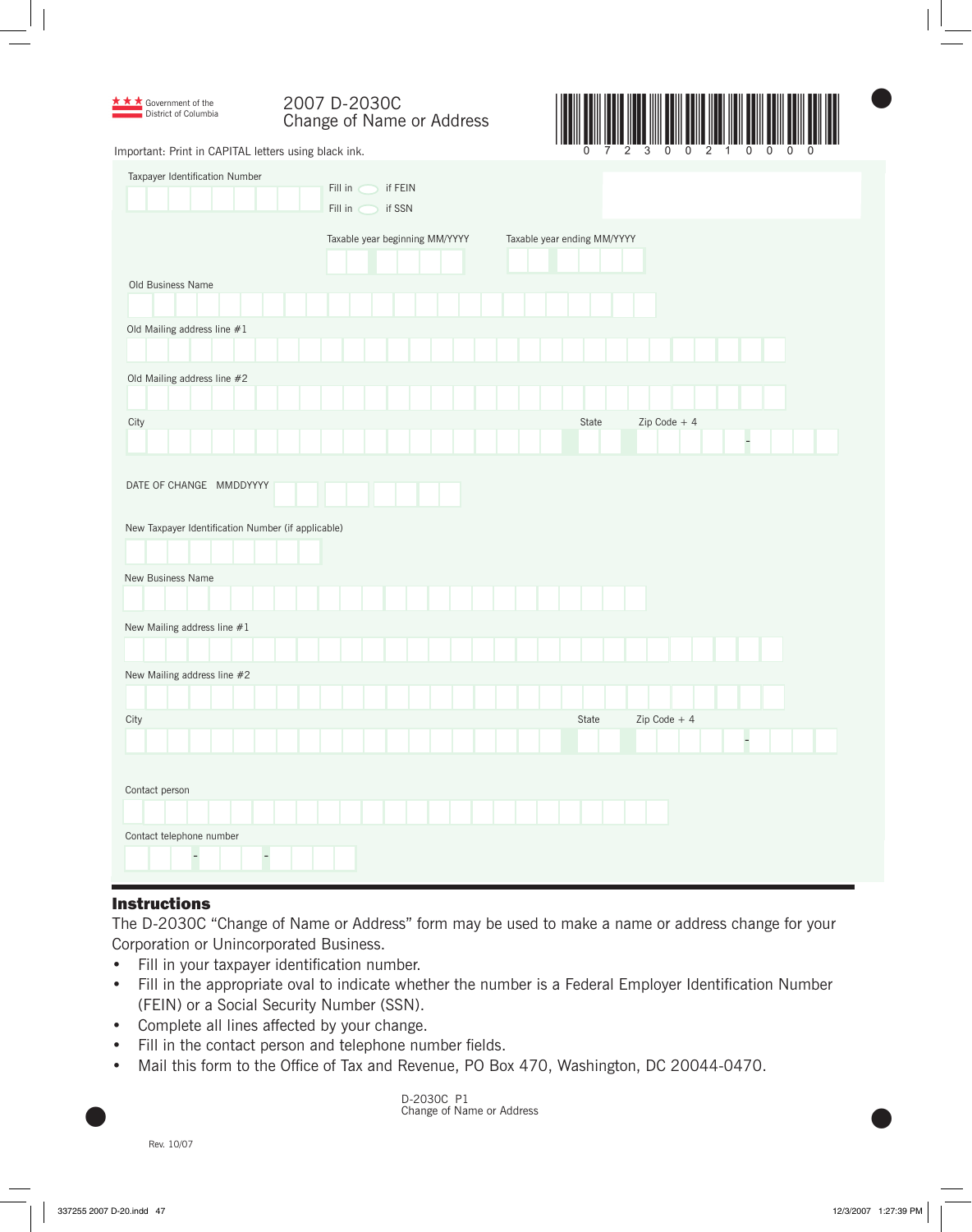Government of the District of Columbia

# 2007 D-2030C Change of Name or Address

0 7 2 3 0 0 2 1 0 0 0 0

Important: Print in CAPITAL letters using black ink.

Taxpayer Identification Number

Fill in ◯ if FEIN

Fill in ◯ if SSN

Taxable year beginning MM/YYYY

Taxable year ending MM/YYYY

Old Business Name

Old Mailing address line #1

Old Mailing address line #2

City

State

Zip Code + 4

DATE OF CHANGE MMDDYYYY

New Taxpayer Identification Number (if applicable)

New Business Name

New Mailing address line #1

New Mailing address line #2

City

State

Zip Code + 4

Contact person

Contact telephone number

## Instructions

The D-2030C "Change of Name or Address" form may be used to make a name or address change for your Corporation or Unincorporated Business.

- Fill in your taxpayer identification number.
- Fill in the appropriate oval to indicate whether the number is a Federal Employer Identification Number (FEIN) or a Social Security Number (SSN).
- Complete all lines affected by your change.
- Fill in the contact person and telephone number fields.
- Mail this form to the Office of Tax and Revenue, PO Box 470, Washington, DC 20044-0470.

D-2030C P1
Change of Name or Address

Rev. 10/07